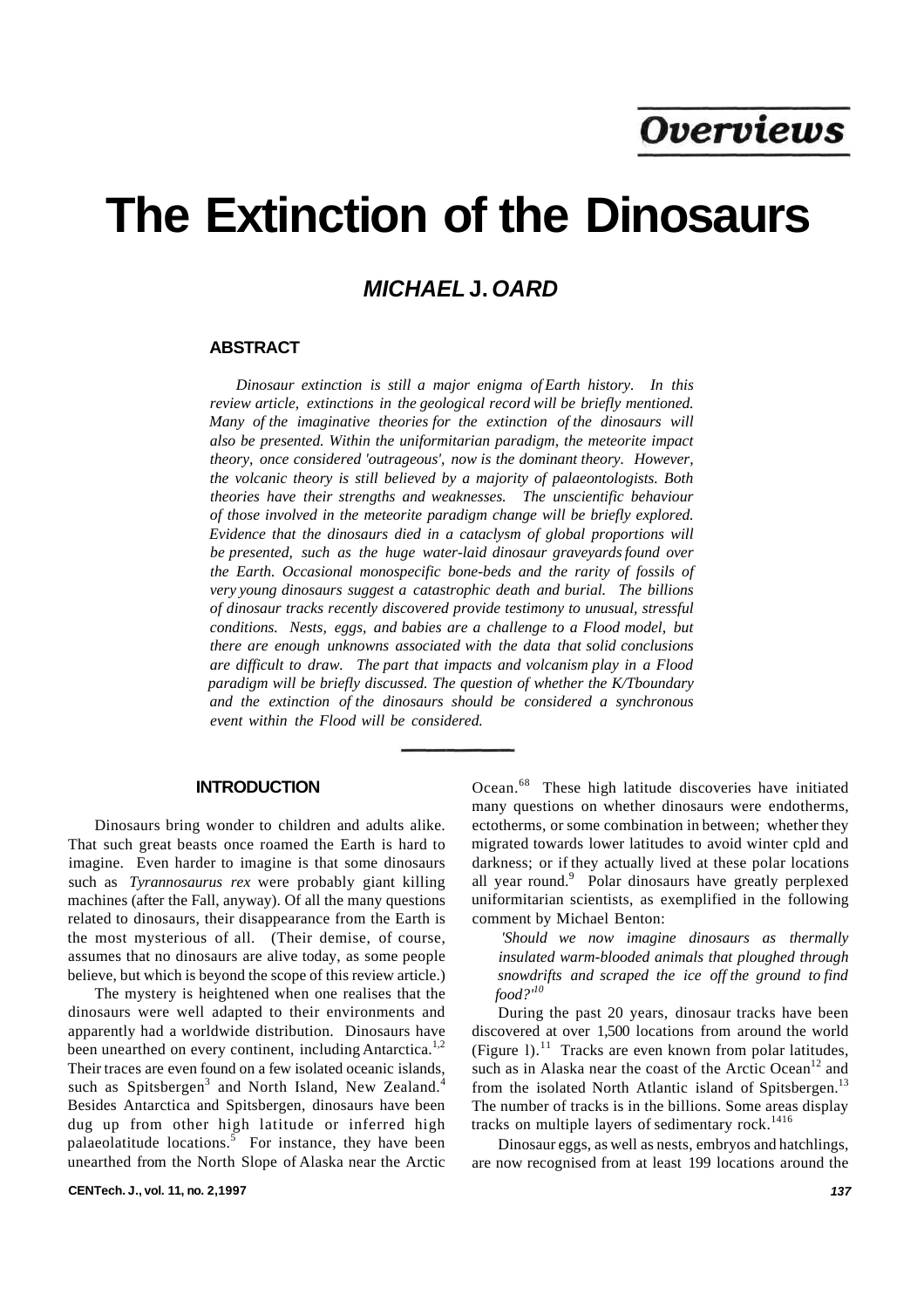# The Extinction of the Dinosaurs

## MICHAEL J. OARD

### ABSTRACT

*Dinosaur extinction is still a major enigma of Earth history. In this review article, extinctions in the geological record will be briefly mentioned. Many of the imaginative theories for the extinction of the dinosaurs will also be presented. Within the uniformitarian paradigm, the meteorite impact theory, once considered 'outrageous', now is the dominant theory. However, the volcanic theory is still believed by a majority of palaeontologists. Both theories have their strengths and weaknesses. The unscientific behaviour of those involved in the meteorite paradigm change will be briefly explored. Evidence that the dinosaurs died in a cataclysm of global proportions will be presented, such as the huge water-laid dinosaur graveyards found over the Earth. Occasional monospecific bone-beds and the rarity of fossils of very young dinosaurs suggest a catastrophic death and burial. The billions of dinosaur tracks recently discovered provide testimony to unusual, stressful conditions. Nests, eggs, and babies are a challenge to a Flood model, but there are enough unknowns associated with the data that solid conclusions are difficult to draw. The part that impacts and volcanism play in a Flood paradigm will be briefly discussed. The question of whether the K/Tboundary and the extinction of the dinosaurs should be considered a synchronous event within the Flood will be considered.*

### INTRODUCTION

Dinosaurs bring wonder to children and adults alike. That such great beasts once roamed the Earth is hard to imagine. Even harder to imagine is that some dinosaurs such as *Tyrannosaurus rex* were probably giant killing machines (after the Fall, anyway). Of all the many questions related to dinosaurs, their disappearance from the Earth is the most mysterious of all. (Their demise, of course, assumes that no dinosaurs are alive today, as some people believe, but which is beyond the scope of this review article.)

The mystery is heightened when one realises that the dinosaurs were well adapted to their environments and apparently had a worldwide distribution. Dinosaurs have been unearthed on every continent, including Antarctica.[1,2] Their traces are even found on a few isolated oceanic islands, such as Spitsbergen[3] and North Island, New Zealand.[4] Besides Antarctica and Spitsbergen, dinosaurs have been dug up from other high latitude or inferred high palaeolatitude locations.[5] For instance, they have been unearthed from the North Slope of Alaska near the Arctic Ocean.[6,8] These high latitude discoveries have initiated many questions on whether dinosaurs were endotherms, ectotherms, or some combination in between; whether they migrated towards lower latitudes to avoid winter cpld and darkness; or if they actually lived at these polar locations all year round.[9] Polar dinosaurs have greatly perplexed uniformitarian scientists, as exemplified in the following comment by Michael Benton:

> *'Should we now imagine dinosaurs as thermally insulated warm-blooded animals that ploughed through snowdrifts and scraped the ice off the ground to find food?'*[10]

During the past 20 years, dinosaur tracks have been discovered at over 1,500 locations from around the world (Figure 1).[11] Tracks are even known from polar latitudes, such as in Alaska near the coast of the Arctic Ocean[12] and from the isolated North Atlantic island of Spitsbergen.[13] The number of tracks is in the billions. Some areas display tracks on multiple layers of sedimentary rock.[14,16]

Dinosaur eggs, as well as nests, embryos and hatchlings, are now recognised from at least 199 locations around the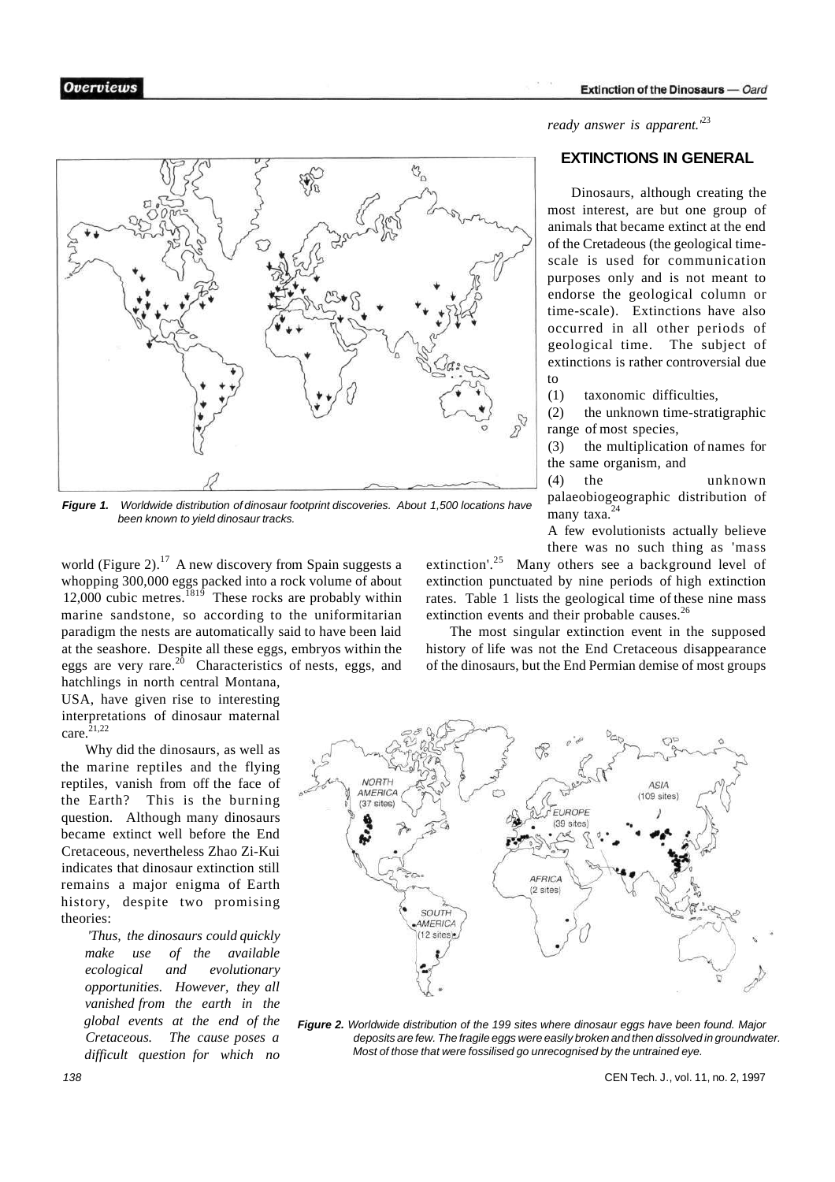*ready answer is apparent.'*[23]

Figure 1. Worldwide distribution of dinosaur footprint discoveries. About 1,500 locations have been known to yield dinosaur tracks.

world (Figure 2).[17] A new discovery from Spain suggests a whopping 300,000 eggs packed into a rock volume of about 12,000 cubic metres.[18,19] These rocks are probably within marine sandstone, so according to the uniformitarian paradigm the nests are automatically said to have been laid at the seashore. Despite all these eggs, embryos within the eggs are very rare.[20] Characteristics of nests, eggs, and hatchlings in north central Montana, USA, have given rise to interesting interpretations of dinosaur maternal care.[21,22]

Why did the dinosaurs, as well as the marine reptiles and the flying reptiles, vanish from off the face of the Earth? This is the burning question. Although many dinosaurs became extinct well before the End Cretaceous, nevertheless Zhao Zi-Kui indicates that dinosaur extinction still remains a major enigma of Earth history, despite two promising theories:

> *'Thus, the dinosaurs could quickly make use of the available ecological and evolutionary opportunities. However, they all vanished from the earth in the global events at the end of the Cretaceous. The cause poses a difficult question for which no ready answer is apparent.'*[23]

## EXTINCTIONS IN GENERAL

Dinosaurs, although creating the most interest, are but one group of animals that became extinct at the end of the Cretadeous (the geological time-scale is used for communication purposes only and is not meant to endorse the geological column or time-scale). Extinctions have also occurred in all other periods of geological time. The subject of extinctions is rather controversial due to

(1) taxonomic difficulties,

(2) the unknown time-stratigraphic range of most species,

(3) the multiplication of names for the same organism, and

(4) the unknown palaeobiogeographic distribution of many taxa.[24]

A few evolutionists actually believe there was no such thing as 'mass extinction'.[25] Many others see a background level of extinction punctuated by nine periods of high extinction rates. Table 1 lists the geological time of these nine mass extinction events and their probable causes.[26]

The most singular extinction event in the supposed history of life was not the End Cretaceous disappearance of the dinosaurs, but the End Permian demise of most groups

Figure 2. Worldwide distribution of the 199 sites where dinosaur eggs have been found. Major deposits are few. The fragile eggs were easily broken and then dissolved in groundwater. Most of those that were fossilised go unrecognised by the untrained eye.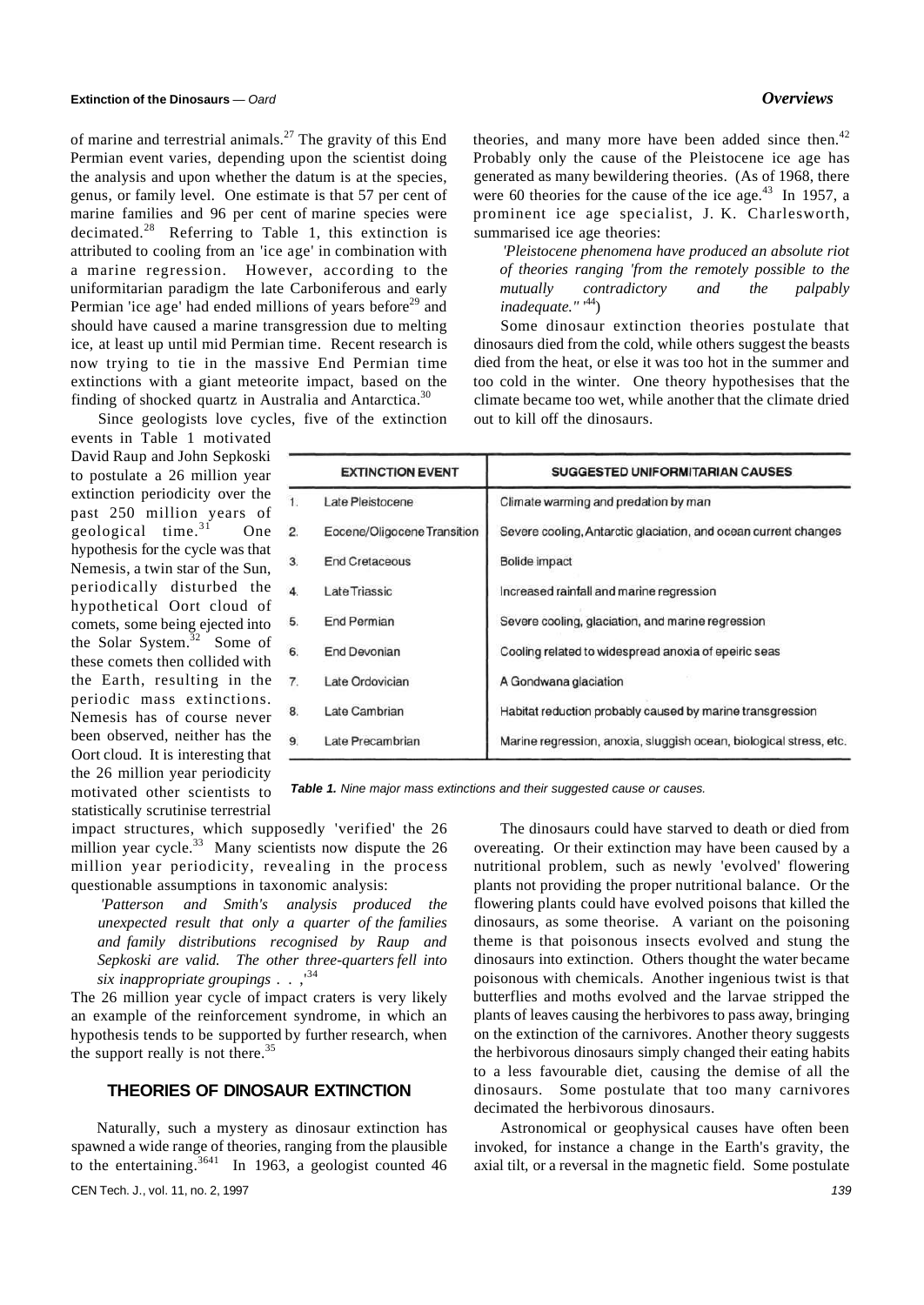of marine and terrestrial animals.[27] The gravity of this End Permian event varies, depending upon the scientist doing the analysis and upon whether the datum is at the species, genus, or family level. One estimate is that 57 per cent of marine families and 96 per cent of marine species were decimated.[28] Referring to Table 1, this extinction is attributed to cooling from an 'ice age' in combination with a marine regression. However, according to the uniformitarian paradigm the late Carboniferous and early Permian 'ice age' had ended millions of years before[29] and should have caused a marine transgression due to melting ice, at least up until mid Permian time. Recent research is now trying to tie in the massive End Permian time extinctions with a giant meteorite impact, based on the finding of shocked quartz in Australia and Antarctica.[30]

Since geologists love cycles, five of the extinction events in Table 1 motivated David Raup and John Sepkoski to postulate a 26 million year extinction periodicity over the past 250 million years of geological time.[31] One hypothesis for the cycle was that Nemesis, a twin star of the Sun, periodically disturbed the hypothetical Oort cloud of comets, some being ejected into the Solar System.[32] Some of these comets then collided with the Earth, resulting in the periodic mass extinctions. Nemesis has of course never been observed, neither has the Oort cloud. It is interesting that the 26 million year periodicity motivated other scientists to statistically scrutinise terrestrial impact structures, which supposedly 'verified' the 26 million year cycle.[33] Many scientists now dispute the 26 million year periodicity, revealing in the process questionable assumptions in taxonomic analysis:

> *'Patterson and Smith's analysis produced the unexpected result that only a quarter of the families and family distributions recognised by Raup and Sepkoski are valid. The other three-quarters fell into six inappropriate groupings . . .'*[34]

The 26 million year cycle of impact craters is very likely an example of the reinforcement syndrome, in which an hypothesis tends to be supported by further research, when the support really is not there.[35]

| | EXTINCTION EVENT | SUGGESTED UNIFORMITARIAN CAUSES |
|---|---|---|
| 1. | Late Pleistocene | Climate warming and predation by man |
| 2. | Eocene/Oligocene Transition | Severe cooling, Antarctic glaciation, and ocean current changes |
| 3. | End Cretaceous | Bolide impact |
| 4. | Late Triassic | Increased rainfall and marine regression |
| 5. | End Permian | Severe cooling, glaciation, and marine regression |
| 6. | End Devonian | Cooling related to widespread anoxia of epeiric seas |
| 7. | Late Ordovician | A Gondwana glaciation |
| 8. | Late Cambrian | Habitat reduction probably caused by marine transgression |
| 9. | Late Precambrian | Marine regression, anoxia, sluggish ocean, biological stress, etc. |

***Table 1.*** *Nine major mass extinctions and their suggested cause or causes.*

## THEORIES OF DINOSAUR EXTINCTION

Naturally, such a mystery as dinosaur extinction has spawned a wide range of theories, ranging from the plausible to the entertaining.[36-41] In 1963, a geologist counted 46 theories, and many more have been added since then.[42] Probably only the cause of the Pleistocene ice age has generated as many bewildering theories. (As of 1968, there were 60 theories for the cause of the ice age.[43] In 1957, a prominent ice age specialist, J. K. Charlesworth, summarised ice age theories:

> *'Pleistocene phenomena have produced an absolute riot of theories ranging 'from the remotely possible to the mutually contradictory and the palpably inadequate."'*[44])

Some dinosaur extinction theories postulate that dinosaurs died from the cold, while others suggest the beasts died from the heat, or else it was too hot in the summer and too cold in the winter. One theory hypothesises that the climate became too wet, while another that the climate dried out to kill off the dinosaurs.

The dinosaurs could have starved to death or died from overeating. Or their extinction may have been caused by a nutritional problem, such as newly 'evolved' flowering plants not providing the proper nutritional balance. Or the flowering plants could have evolved poisons that killed the dinosaurs, as some theorise. A variant on the poisoning theme is that poisonous insects evolved and stung the dinosaurs into extinction. Others thought the water became poisonous with chemicals. Another ingenious twist is that butterflies and moths evolved and the larvae stripped the plants of leaves causing the herbivores to pass away, bringing on the extinction of the carnivores. Another theory suggests the herbivorous dinosaurs simply changed their eating habits to a less favourable diet, causing the demise of all the dinosaurs. Some postulate that too many carnivores decimated the herbivorous dinosaurs.

Astronomical or geophysical causes have often been invoked, for instance a change in the Earth's gravity, the axial tilt, or a reversal in the magnetic field. Some postulate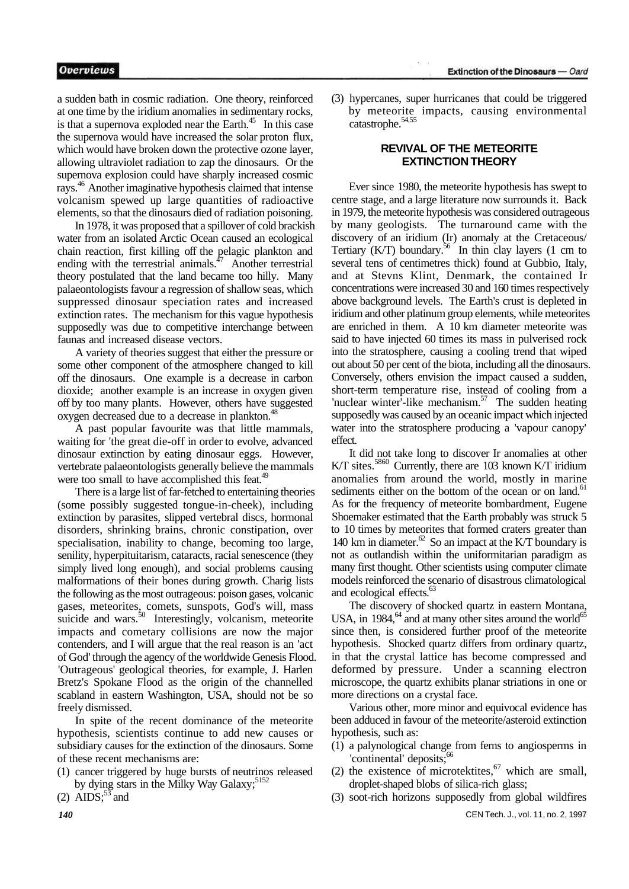a sudden bath in cosmic radiation. One theory, reinforced at one time by the iridium anomalies in sedimentary rocks, is that a supernova exploded near the Earth.[45] In this case the supernova would have increased the solar proton flux, which would have broken down the protective ozone layer, allowing ultraviolet radiation to zap the dinosaurs. Or the supernova explosion could have sharply increased cosmic rays.[46] Another imaginative hypothesis claimed that intense volcanism spewed up large quantities of radioactive elements, so that the dinosaurs died of radiation poisoning.

In 1978, it was proposed that a spillover of cold brackish water from an isolated Arctic Ocean caused an ecological chain reaction, first killing off the pelagic plankton and ending with the terrestrial animals.[47] Another terrestrial theory postulated that the land became too hilly. Many palaeontologists favour a regression of shallow seas, which suppressed dinosaur speciation rates and increased extinction rates. The mechanism for this vague hypothesis supposedly was due to competitive interchange between faunas and increased disease vectors.

A variety of theories suggest that either the pressure or some other component of the atmosphere changed to kill off the dinosaurs. One example is a decrease in carbon dioxide; another example is an increase in oxygen given off by too many plants. However, others have suggested oxygen decreased due to a decrease in plankton.[48]

A past popular favourite was that little mammals, waiting for 'the great die-off in order to evolve, advanced dinosaur extinction by eating dinosaur eggs. However, vertebrate palaeontologists generally believe the mammals were too small to have accomplished this feat.[49]

There is a large list of far-fetched to entertaining theories (some possibly suggested tongue-in-cheek), including extinction by parasites, slipped vertebral discs, hormonal disorders, shrinking brains, chronic constipation, over specialisation, inability to change, becoming too large, senility, hyperpituitarism, cataracts, racial senescence (they simply lived long enough), and social problems causing malformations of their bones during growth. Charig lists the following as the most outrageous: poison gases, volcanic gases, meteorites, comets, sunspots, God's will, mass suicide and wars.[50] Interestingly, volcanism, meteorite impacts and cometary collisions are now the major contenders, and I will argue that the real reason is an 'act of God' through the agency of the worldwide Genesis Flood. 'Outrageous' geological theories, for example, J. Harlen Bretz's Spokane Flood as the origin of the channelled scabland in eastern Washington, USA, should not be so freely dismissed.

In spite of the recent dominance of the meteorite hypothesis, scientists continue to add new causes or subsidiary causes for the extinction of the dinosaurs. Some of these recent mechanisms are:

(1) cancer triggered by huge bursts of neutrinos released by dying stars in the Milky Way Galaxy;[51,52]
(2) AIDS;[53] and
(3) hypercanes, super hurricanes that could be triggered by meteorite impacts, causing environmental catastrophe.[54,55]

## REVIVAL OF THE METEORITE EXTINCTION THEORY

Ever since 1980, the meteorite hypothesis has swept to centre stage, and a large literature now surrounds it. Back in 1979, the meteorite hypothesis was considered outrageous by many geologists. The turnaround came with the discovery of an iridium (Ir) anomaly at the Cretaceous/Tertiary (K/T) boundary.[56] In thin clay layers (1 cm to several tens of centimetres thick) found at Gubbio, Italy, and at Stevns Klint, Denmark, the contained Ir concentrations were increased 30 and 160 times respectively above background levels. The Earth's crust is depleted in iridium and other platinum group elements, while meteorites are enriched in them. A 10 km diameter meteorite was said to have injected 60 times its mass in pulverised rock into the stratosphere, causing a cooling trend that wiped out about 50 per cent of the biota, including all the dinosaurs. Conversely, others envision the impact caused a sudden, short-term temperature rise, instead of cooling from a 'nuclear winter'-like mechanism.[57] The sudden heating supposedly was caused by an oceanic impact which injected water into the stratosphere producing a 'vapour canopy' effect.

It did not take long to discover Ir anomalies at other K/T sites.[58,60] Currently, there are 103 known K/T iridium anomalies from around the world, mostly in marine sediments either on the bottom of the ocean or on land.[61] As for the frequency of meteorite bombardment, Eugene Shoemaker estimated that the Earth probably was struck 5 to 10 times by meteorites that formed craters greater than 140 km in diameter.[62] So an impact at the K/T boundary is not as outlandish within the uniformitarian paradigm as many first thought. Other scientists using computer climate models reinforced the scenario of disastrous climatological and ecological effects.[63]

The discovery of shocked quartz in eastern Montana, USA, in 1984,[64] and at many other sites around the world[65] since then, is considered further proof of the meteorite hypothesis. Shocked quartz differs from ordinary quartz, in that the crystal lattice has become compressed and deformed by pressure. Under a scanning electron microscope, the quartz exhibits planar striations in one or more directions on a crystal face.

Various other, more minor and equivocal evidence has been adduced in favour of the meteorite/asteroid extinction hypothesis, such as:

(1) a palynological change from ferns to angiosperms in 'continental' deposits;[66]
(2) the existence of microtektites,[67] which are small, droplet-shaped blobs of silica-rich glass;
(3) soot-rich horizons supposedly from global wildfires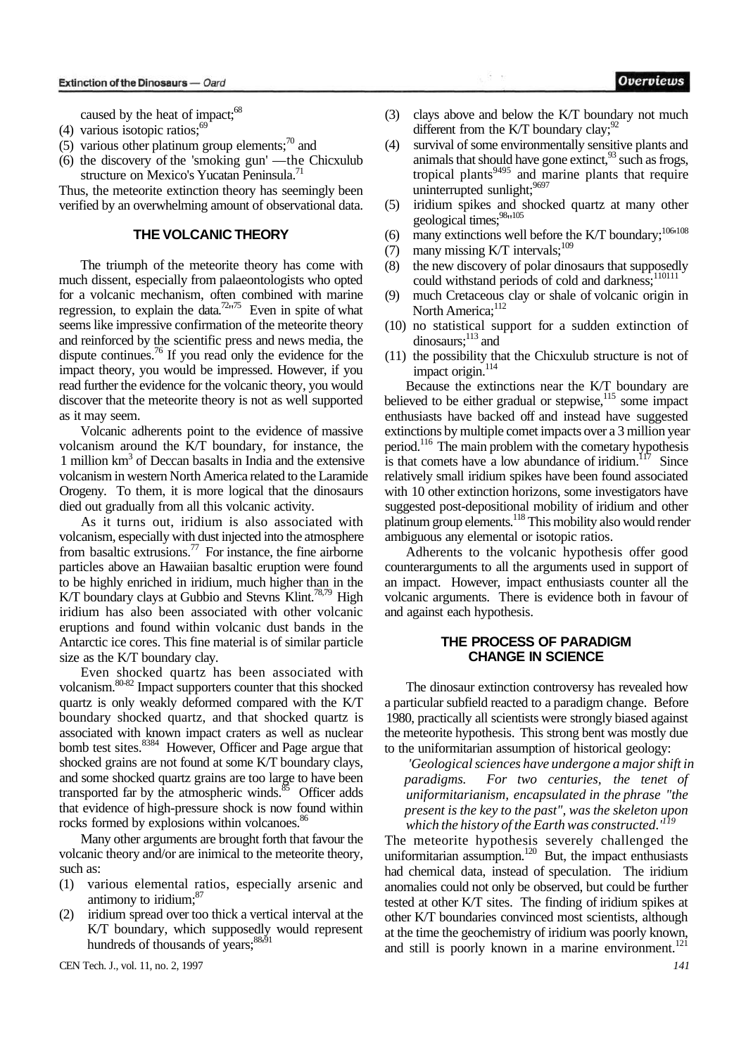caused by the heat of impact;[68]

(4) various isotopic ratios;[69]
(5) various other platinum group elements;[70] and
(6) the discovery of the 'smoking gun' —the Chicxulub structure on Mexico's Yucatan Peninsula.[71]

Thus, the meteorite extinction theory has seemingly been verified by an overwhelming amount of observational data.

## THE VOLCANIC THEORY

The triumph of the meteorite theory has come with much dissent, especially from palaeontologists who opted for a volcanic mechanism, often combined with marine regression, to explain the data.[72-75] Even in spite of what seems like impressive confirmation of the meteorite theory and reinforced by the scientific press and news media, the dispute continues.[76] If you read only the evidence for the impact theory, you would be impressed. However, if you read further the evidence for the volcanic theory, you would discover that the meteorite theory is not as well supported as it may seem.

Volcanic adherents point to the evidence of massive volcanism around the K/T boundary, for instance, the 1 million km$^3$ of Deccan basalts in India and the extensive volcanism in western North America related to the Laramide Orogeny. To them, it is more logical that the dinosaurs died out gradually from all this volcanic activity.

As it turns out, iridium is also associated with volcanism, especially with dust injected into the atmosphere from basaltic extrusions.[77] For instance, the fine airborne particles above an Hawaiian basaltic eruption were found to be highly enriched in iridium, much higher than in the K/T boundary clays at Gubbio and Stevns Klint.[78,79] High iridium has also been associated with other volcanic eruptions and found within volcanic dust bands in the Antarctic ice cores. This fine material is of similar particle size as the K/T boundary clay.

Even shocked quartz has been associated with volcanism.[80-82] Impact supporters counter that this shocked quartz is only weakly deformed compared with the K/T boundary shocked quartz, and that shocked quartz is associated with known impact craters as well as nuclear bomb test sites.[83,84] However, Officer and Page argue that shocked grains are not found at some K/T boundary clays, and some shocked quartz grains are too large to have been transported far by the atmospheric winds.[85] Officer adds that evidence of high-pressure shock is now found within rocks formed by explosions within volcanoes.[86]

Many other arguments are brought forth that favour the volcanic theory and/or are inimical to the meteorite theory, such as:

(1) various elemental ratios, especially arsenic and antimony to iridium;[87]
(2) iridium spread over too thick a vertical interval at the K/T boundary, which supposedly would represent hundreds of thousands of years;[88-91]
(3) clays above and below the K/T boundary not much different from the K/T boundary clay;[92]
(4) survival of some environmentally sensitive plants and animals that should have gone extinct,[93] such as frogs, tropical plants[94,95] and marine plants that require uninterrupted sunlight;[96,97]
(5) iridium spikes and shocked quartz at many other geological times;[98-105]
(6) many extinctions well before the K/T boundary;[106-108]
(7) many missing K/T intervals;[109]
(8) the new discovery of polar dinosaurs that supposedly could withstand periods of cold and darkness;[110,111]
(9) much Cretaceous clay or shale of volcanic origin in North America;[112]
(10) no statistical support for a sudden extinction of dinosaurs;[113] and
(11) the possibility that the Chicxulub structure is not of impact origin.[114]

Because the extinctions near the K/T boundary are believed to be either gradual or stepwise,[115] some impact enthusiasts have backed off and instead have suggested extinctions by multiple comet impacts over a 3 million year period.[116] The main problem with the cometary hypothesis is that comets have a low abundance of iridium.[117] Since relatively small iridium spikes have been found associated with 10 other extinction horizons, some investigators have suggested post-depositional mobility of iridium and other platinum group elements.[118] This mobility also would render ambiguous any elemental or isotopic ratios.

Adherents to the volcanic hypothesis offer good counterarguments to all the arguments used in support of an impact. However, impact enthusiasts counter all the volcanic arguments. There is evidence both in favour of and against each hypothesis.

## THE PROCESS OF PARADIGM CHANGE IN SCIENCE

The dinosaur extinction controversy has revealed how a particular subfield reacted to a paradigm change. Before 1980, practically all scientists were strongly biased against the meteorite hypothesis. This strong bent was mostly due to the uniformitarian assumption of historical geology:

> *'Geological sciences have undergone a major shift in paradigms. For two centuries, the tenet of uniformitarianism, encapsulated in the phrase "the present is the key to the past", was the skeleton upon which the history of the Earth was constructed.'*[119]

The meteorite hypothesis severely challenged the uniformitarian assumption.[120] But, the impact enthusiasts had chemical data, instead of speculation. The iridium anomalies could not only be observed, but could be further tested at other K/T sites. The finding of iridium spikes at other K/T boundaries convinced most scientists, although at the time the geochemistry of iridium was poorly known, and still is poorly known in a marine environment.[121]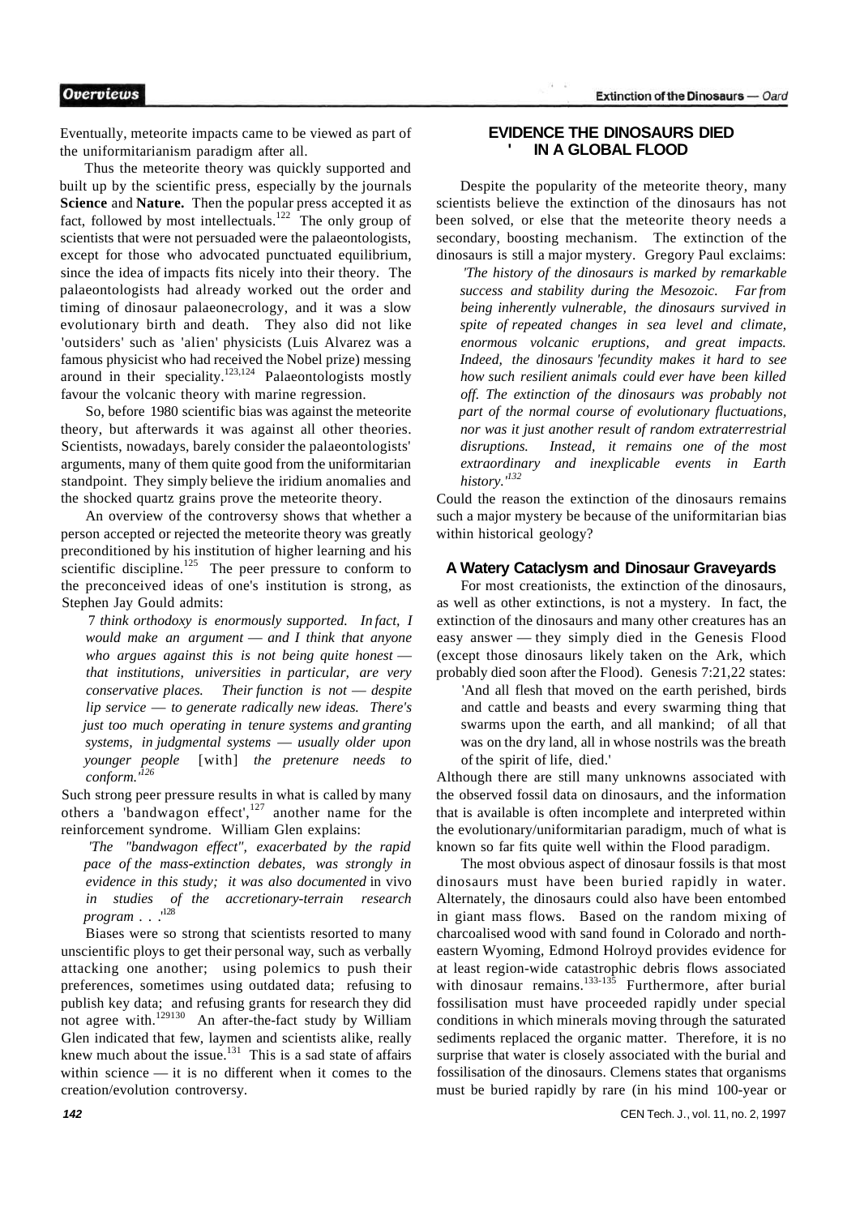Eventually, meteorite impacts came to be viewed as part of the uniformitarianism paradigm after all.

Thus the meteorite theory was quickly supported and built up by the scientific press, especially by the journals **Science** and **Nature.** Then the popular press accepted it as fact, followed by most intellectuals.[122] The only group of scientists that were not persuaded were the palaeontologists, except for those who advocated punctuated equilibrium, since the idea of impacts fits nicely into their theory. The palaeontologists had already worked out the order and timing of dinosaur palaeonecrology, and it was a slow evolutionary birth and death. They also did not like 'outsiders' such as 'alien' physicists (Luis Alvarez was a famous physicist who had received the Nobel prize) messing around in their speciality.[123,124] Palaeontologists mostly favour the volcanic theory with marine regression.

So, before 1980 scientific bias was against the meteorite theory, but afterwards it was against all other theories. Scientists, nowadays, barely consider the palaeontologists' arguments, many of them quite good from the uniformitarian standpoint. They simply believe the iridium anomalies and the shocked quartz grains prove the meteorite theory.

An overview of the controversy shows that whether a person accepted or rejected the meteorite theory was greatly preconditioned by his institution of higher learning and his scientific discipline.[125] The peer pressure to conform to the preconceived ideas of one's institution is strong, as Stephen Jay Gould admits:

> *'I think orthodoxy is enormously supported. In fact, I would make an argument — and I think that anyone who argues against this is not being quite honest — that institutions, universities in particular, are very conservative places. Their function is not — despite lip service — to generate radically new ideas. There's just too much operating in tenure systems and granting systems, in judgmental systems — usually older upon younger people* [with] *the pretenure needs to conform.'*[126]

Such strong peer pressure results in what is called by many others a 'bandwagon effect',[127] another name for the reinforcement syndrome. William Glen explains:

> *'The "bandwagon effect", exacerbated by the rapid pace of the mass-extinction debates, was strongly in evidence in this study; it was also documented* in vivo *in studies of the accretionary-terrain research program . . .'*[128]

Biases were so strong that scientists resorted to many unscientific ploys to get their personal way, such as verbally attacking one another; using polemics to push their preferences, sometimes using outdated data; refusing to publish key data; and refusing grants for research they did not agree with.[129,130] An after-the-fact study by William Glen indicated that few, laymen and scientists alike, really knew much about the issue.[131] This is a sad state of affairs within science — it is no different when it comes to the creation/evolution controversy.

## EVIDENCE THE DINOSAURS DIED IN A GLOBAL FLOOD

Despite the popularity of the meteorite theory, many scientists believe the extinction of the dinosaurs has not been solved, or else that the meteorite theory needs a secondary, boosting mechanism. The extinction of the dinosaurs is still a major mystery. Gregory Paul exclaims:

> *'The history of the dinosaurs is marked by remarkable success and stability during the Mesozoic. Far from being inherently vulnerable, the dinosaurs survived in spite of repeated changes in sea level and climate, enormous volcanic eruptions, and great impacts. Indeed, the dinosaurs' fecundity makes it hard to see how such resilient animals could ever have been killed off. The extinction of the dinosaurs was probably not part of the normal course of evolutionary fluctuations, nor was it just another result of random extraterrestrial disruptions. Instead, it remains one of the most extraordinary and inexplicable events in Earth history.'*[132]

Could the reason the extinction of the dinosaurs remains such a major mystery be because of the uniformitarian bias within historical geology?

### A Watery Cataclysm and Dinosaur Graveyards

For most creationists, the extinction of the dinosaurs, as well as other extinctions, is not a mystery. In fact, the extinction of the dinosaurs and many other creatures has an easy answer — they simply died in the Genesis Flood (except those dinosaurs likely taken on the Ark, which probably died soon after the Flood). Genesis 7:21,22 states:

> 'And all flesh that moved on the earth perished, birds and cattle and beasts and every swarming thing that swarms upon the earth, and all mankind; of all that was on the dry land, all in whose nostrils was the breath of the spirit of life, died.'

Although there are still many unknowns associated with the observed fossil data on dinosaurs, and the information that is available is often incomplete and interpreted within the evolutionary/uniformitarian paradigm, much of what is known so far fits quite well within the Flood paradigm.

The most obvious aspect of dinosaur fossils is that most dinosaurs must have been buried rapidly in water. Alternately, the dinosaurs could also have been entombed in giant mass flows. Based on the random mixing of charcoalised wood with sand found in Colorado and north-eastern Wyoming, Edmond Holroyd provides evidence for at least region-wide catastrophic debris flows associated with dinosaur remains.[133-135] Furthermore, after burial fossilisation must have proceeded rapidly under special conditions in which minerals moving through the saturated sediments replaced the organic matter. Therefore, it is no surprise that water is closely associated with the burial and fossilisation of the dinosaurs. Clemens states that organisms must be buried rapidly by rare (in his mind 100-year or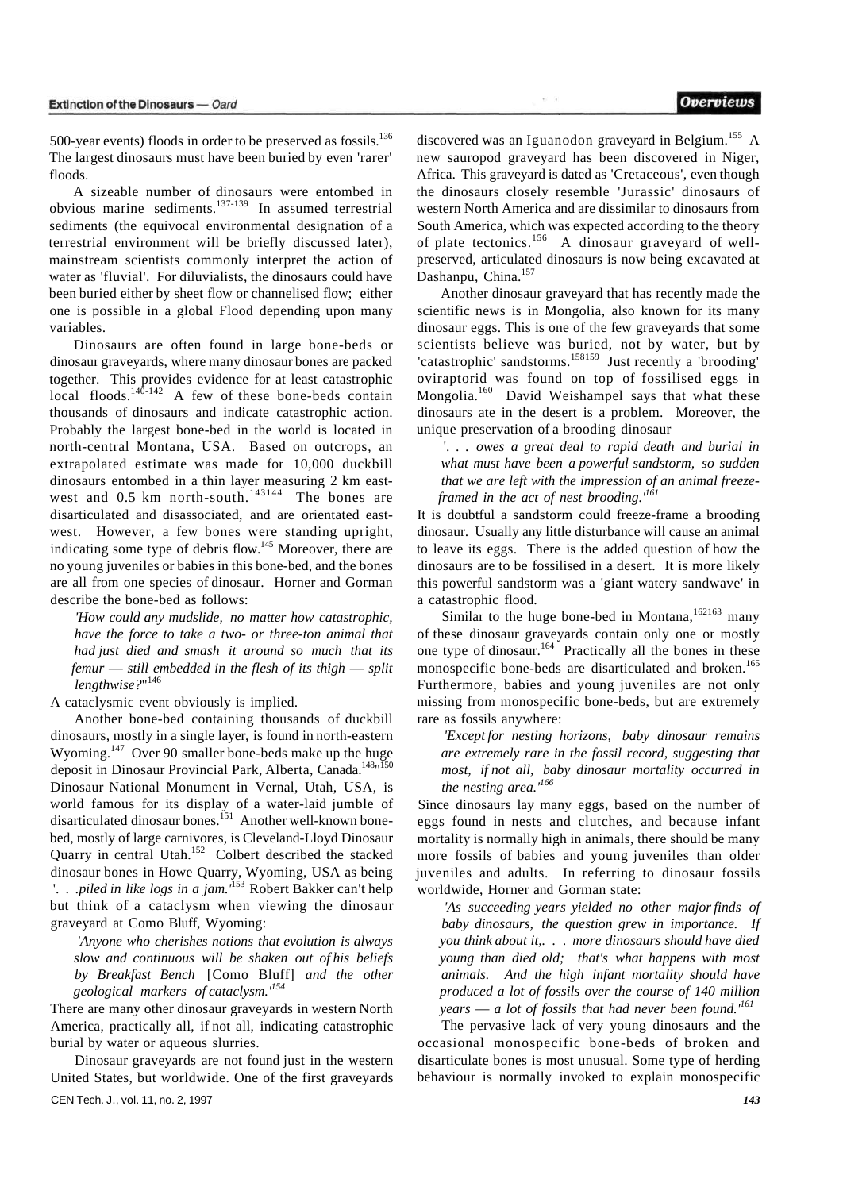500-year events) floods in order to be preserved as fossils.[136] The largest dinosaurs must have been buried by even 'rarer' floods.

A sizeable number of dinosaurs were entombed in obvious marine sediments.[137-139] In assumed terrestrial sediments (the equivocal environmental designation of a terrestrial environment will be briefly discussed later), mainstream scientists commonly interpret the action of water as 'fluvial'. For diluvialists, the dinosaurs could have been buried either by sheet flow or channelised flow; either one is possible in a global Flood depending upon many variables.

Dinosaurs are often found in large bone-beds or dinosaur graveyards, where many dinosaur bones are packed together. This provides evidence for at least catastrophic local floods.[140-142] A few of these bone-beds contain thousands of dinosaurs and indicate catastrophic action. Probably the largest bone-bed in the world is located in north-central Montana, USA. Based on outcrops, an extrapolated estimate was made for 10,000 duckbill dinosaurs entombed in a thin layer measuring 2 km east-west and 0.5 km north-south.[143,144] The bones are disarticulated and disassociated, and are orientated east-west. However, a few bones were standing upright, indicating some type of debris flow.[145] Moreover, there are no young juveniles or babies in this bone-bed, and the bones are all from one species of dinosaur. Horner and Gorman describe the bone-bed as follows:

> *'How could any mudslide, no matter how catastrophic, have the force to take a two- or three-ton animal that had just died and smash it around so much that its femur — still embedded in the flesh of its thigh — split lengthwise?'*[146]

A cataclysmic event obviously is implied.

Another bone-bed containing thousands of duckbill dinosaurs, mostly in a single layer, is found in north-eastern Wyoming.[147] Over 90 smaller bone-beds make up the huge deposit in Dinosaur Provincial Park, Alberta, Canada.[148-150] Dinosaur National Monument in Vernal, Utah, USA, is world famous for its display of a water-laid jumble of disarticulated dinosaur bones.[151] Another well-known bone-bed, mostly of large carnivores, is Cleveland-Lloyd Dinosaur Quarry in central Utah.[152] Colbert described the stacked dinosaur bones in Howe Quarry, Wyoming, USA as being *'. . .piled in like logs in a jam.'*[153] Robert Bakker can't help but think of a cataclysm when viewing the dinosaur graveyard at Como Bluff, Wyoming:

> *'Anyone who cherishes notions that evolution is always slow and continuous will be shaken out of his beliefs by Breakfast Bench* [Como Bluff] *and the other geological markers of cataclysm.'*[154]

There are many other dinosaur graveyards in western North America, practically all, if not all, indicating catastrophic burial by water or aqueous slurries.

Dinosaur graveyards are not found just in the western United States, but worldwide. One of the first graveyards discovered was an Iguanodon graveyard in Belgium.[155] A new sauropod graveyard has been discovered in Niger, Africa. This graveyard is dated as 'Cretaceous', even though the dinosaurs closely resemble 'Jurassic' dinosaurs of western North America and are dissimilar to dinosaurs from South America, which was expected according to the theory of plate tectonics.[156] A dinosaur graveyard of well-preserved, articulated dinosaurs is now being excavated at Dashanpu, China.[157]

Another dinosaur graveyard that has recently made the scientific news is in Mongolia, also known for its many dinosaur eggs. This is one of the few graveyards that some scientists believe was buried, not by water, but by 'catastrophic' sandstorms.[158,159] Just recently a 'brooding' oviraptorid was found on top of fossilised eggs in Mongolia.[160] David Weishampel says that what these dinosaurs ate in the desert is a problem. Moreover, the unique preservation of a brooding dinosaur

> *'. . . owes a great deal to rapid death and burial in what must have been a powerful sandstorm, so sudden that we are left with the impression of an animal freeze-framed in the act of nest brooding.'*[161]

It is doubtful a sandstorm could freeze-frame a brooding dinosaur. Usually any little disturbance will cause an animal to leave its eggs. There is the added question of how the dinosaurs are to be fossilised in a desert. It is more likely this powerful sandstorm was a 'giant watery sandwave' in a catastrophic flood.

Similar to the huge bone-bed in Montana,[162,163] many of these dinosaur graveyards contain only one or mostly one type of dinosaur.[164] Practically all the bones in these monospecific bone-beds are disarticulated and broken.[165] Furthermore, babies and young juveniles are not only missing from monospecific bone-beds, but are extremely rare as fossils anywhere:

> *'Except for nesting horizons, baby dinosaur remains are extremely rare in the fossil record, suggesting that most, if not all, baby dinosaur mortality occurred in the nesting area.'*[166]

Since dinosaurs lay many eggs, based on the number of eggs found in nests and clutches, and because infant mortality is normally high in animals, there should be many more fossils of babies and young juveniles than older juveniles and adults. In referring to dinosaur fossils worldwide, Horner and Gorman state:

> *'As succeeding years yielded no other major finds of baby dinosaurs, the question grew in importance. If you think about it,. . . more dinosaurs should have died young than died old; that's what happens with most animals. And the high infant mortality should have produced a lot of fossils over the course of 140 million years — a lot of fossils that had never been found.'*[161]

The pervasive lack of very young dinosaurs and the occasional monospecific bone-beds of broken and disarticulate bones is most unusual. Some type of herding behaviour is normally invoked to explain monospecific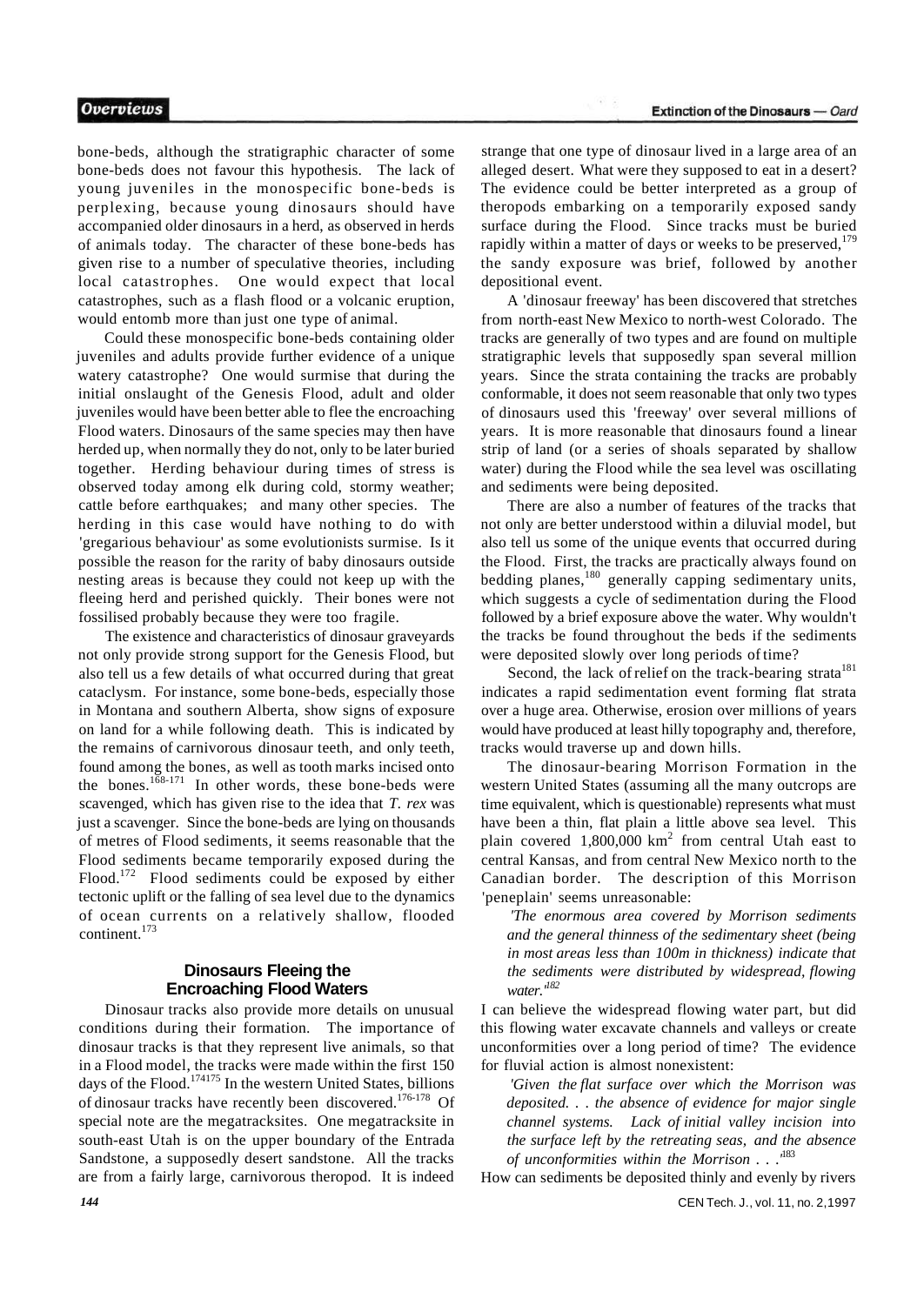bone-beds, although the stratigraphic character of some bone-beds does not favour this hypothesis. The lack of young juveniles in the monospecific bone-beds is perplexing, because young dinosaurs should have accompanied older dinosaurs in a herd, as observed in herds of animals today. The character of these bone-beds has given rise to a number of speculative theories, including local catastrophes. One would expect that local catastrophes, such as a flash flood or a volcanic eruption, would entomb more than just one type of animal.

Could these monospecific bone-beds containing older juveniles and adults provide further evidence of a unique watery catastrophe? One would surmise that during the initial onslaught of the Genesis Flood, adult and older juveniles would have been better able to flee the encroaching Flood waters. Dinosaurs of the same species may then have herded up, when normally they do not, only to be later buried together. Herding behaviour during times of stress is observed today among elk during cold, stormy weather; cattle before earthquakes; and many other species. The herding in this case would have nothing to do with 'gregarious behaviour' as some evolutionists surmise. Is it possible the reason for the rarity of baby dinosaurs outside nesting areas is because they could not keep up with the fleeing herd and perished quickly. Their bones were not fossilised probably because they were too fragile.

The existence and characteristics of dinosaur graveyards not only provide strong support for the Genesis Flood, but also tell us a few details of what occurred during that great cataclysm. For instance, some bone-beds, especially those in Montana and southern Alberta, show signs of exposure on land for a while following death. This is indicated by the remains of carnivorous dinosaur teeth, and only teeth, found among the bones, as well as tooth marks incised onto the bones.[168-171] In other words, these bone-beds were scavenged, which has given rise to the idea that *T. rex* was just a scavenger. Since the bone-beds are lying on thousands of metres of Flood sediments, it seems reasonable that the Flood sediments became temporarily exposed during the Flood.[172] Flood sediments could be exposed by either tectonic uplift or the falling of sea level due to the dynamics of ocean currents on a relatively shallow, flooded continent.[173]

## Dinosaurs Fleeing the Encroaching Flood Waters

Dinosaur tracks also provide more details on unusual conditions during their formation. The importance of dinosaur tracks is that they represent live animals, so that in a Flood model, the tracks were made within the first 150 days of the Flood.[174,175] In the western United States, billions of dinosaur tracks have recently been discovered.[176-178] Of special note are the megatracksites. One megatracksite in south-east Utah is on the upper boundary of the Entrada Sandstone, a supposedly desert sandstone. All the tracks are from a fairly large, carnivorous theropod. It is indeed strange that one type of dinosaur lived in a large area of an alleged desert. What were they supposed to eat in a desert? The evidence could be better interpreted as a group of theropods embarking on a temporarily exposed sandy surface during the Flood. Since tracks must be buried rapidly within a matter of days or weeks to be preserved,[179] the sandy exposure was brief, followed by another depositional event.

A 'dinosaur freeway' has been discovered that stretches from north-east New Mexico to north-west Colorado. The tracks are generally of two types and are found on multiple stratigraphic levels that supposedly span several million years. Since the strata containing the tracks are probably conformable, it does not seem reasonable that only two types of dinosaurs used this 'freeway' over several millions of years. It is more reasonable that dinosaurs found a linear strip of land (or a series of shoals separated by shallow water) during the Flood while the sea level was oscillating and sediments were being deposited.

There are also a number of features of the tracks that not only are better understood within a diluvial model, but also tell us some of the unique events that occurred during the Flood. First, the tracks are practically always found on bedding planes,[180] generally capping sedimentary units, which suggests a cycle of sedimentation during the Flood followed by a brief exposure above the water. Why wouldn't the tracks be found throughout the beds if the sediments were deposited slowly over long periods of time?

Second, the lack of relief on the track-bearing strata[181] indicates a rapid sedimentation event forming flat strata over a huge area. Otherwise, erosion over millions of years would have produced at least hilly topography and, therefore, tracks would traverse up and down hills.

The dinosaur-bearing Morrison Formation in the western United States (assuming all the many outcrops are time equivalent, which is questionable) represents what must have been a thin, flat plain a little above sea level. This plain covered 1,800,000 km$^2$ from central Utah east to central Kansas, and from central New Mexico north to the Canadian border. The description of this Morrison 'peneplain' seems unreasonable:

> *'The enormous area covered by Morrison sediments and the general thinness of the sedimentary sheet (being in most areas less than 100m in thickness) indicate that the sediments were distributed by widespread, flowing water.'*[182]

I can believe the widespread flowing water part, but did this flowing water excavate channels and valleys or create unconformities over a long period of time? The evidence for fluvial action is almost nonexistent:

> *'Given the flat surface over which the Morrison was deposited. . . the absence of evidence for major single channel systems. Lack of initial valley incision into the surface left by the retreating seas, and the absence of unconformities within the Morrison . . .'*[183]

How can sediments be deposited thinly and evenly by rivers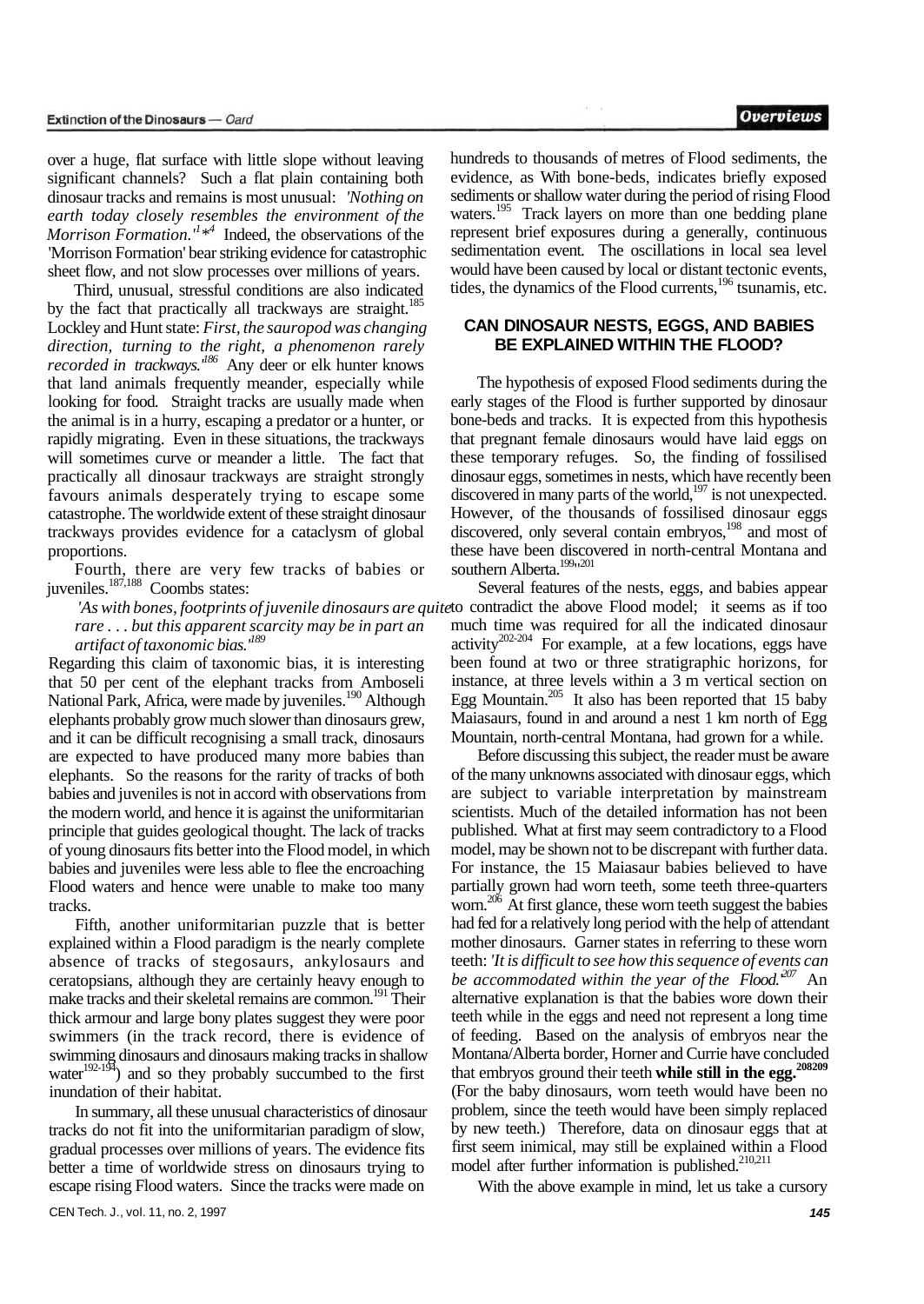over a huge, flat surface with little slope without leaving significant channels? Such a flat plain containing both dinosaur tracks and remains is most unusual: *'Nothing on earth today closely resembles the environment of the Morrison Formation.'*[1*4] Indeed, the observations of the 'Morrison Formation' bear striking evidence for catastrophic sheet flow, and not slow processes over millions of years.

Third, unusual, stressful conditions are also indicated by the fact that practically all trackways are straight.[185] Lockley and Hunt state: *First, the sauropod was changing direction, turning to the right, a phenomenon rarely recorded in trackways.'*[186] Any deer or elk hunter knows that land animals frequently meander, especially while looking for food. Straight tracks are usually made when the animal is in a hurry, escaping a predator or a hunter, or rapidly migrating. Even in these situations, the trackways will sometimes curve or meander a little. The fact that practically all dinosaur trackways are straight strongly favours animals desperately trying to escape some catastrophe. The worldwide extent of these straight dinosaur trackways provides evidence for a cataclysm of global proportions.

Fourth, there are very few tracks of babies or juveniles.[187,188] Coombs states:

> *'As with bones, footprints of juvenile dinosaurs are quite rare . . . but this apparent scarcity may be in part an artifact of taxonomic bias.'*[189]

Regarding this claim of taxonomic bias, it is interesting that 50 per cent of the elephant tracks from Amboseli National Park, Africa, were made by juveniles.[190] Although elephants probably grow much slower than dinosaurs grew, and it can be difficult recognising a small track, dinosaurs are expected to have produced many more babies than elephants. So the reasons for the rarity of tracks of both babies and juveniles is not in accord with observations from the modern world, and hence it is against the uniformitarian principle that guides geological thought. The lack of tracks of young dinosaurs fits better into the Flood model, in which babies and juveniles were less able to flee the encroaching Flood waters and hence were unable to make too many tracks.

Fifth, another uniformitarian puzzle that is better explained within a Flood paradigm is the nearly complete absence of tracks of stegosaurs, ankylosaurs and ceratopsians, although they are certainly heavy enough to make tracks and their skeletal remains are common.[191] Their thick armour and large bony plates suggest they were poor swimmers (in the track record, there is evidence of swimming dinosaurs and dinosaurs making tracks in shallow water[192-194]) and so they probably succumbed to the first inundation of their habitat.

In summary, all these unusual characteristics of dinosaur tracks do not fit into the uniformitarian paradigm of slow, gradual processes over millions of years. The evidence fits better a time of worldwide stress on dinosaurs trying to escape rising Flood waters. Since the tracks were made on hundreds to thousands of metres of Flood sediments, the evidence, as With bone-beds, indicates briefly exposed sediments or shallow water during the period of rising Flood waters.[195] Track layers on more than one bedding plane represent brief exposures during a generally, continuous sedimentation event. The oscillations in local sea level would have been caused by local or distant tectonic events, tides, the dynamics of the Flood currents,[196] tsunamis, etc.

## CAN DINOSAUR NESTS, EGGS, AND BABIES BE EXPLAINED WITHIN THE FLOOD?

The hypothesis of exposed Flood sediments during the early stages of the Flood is further supported by dinosaur bone-beds and tracks. It is expected from this hypothesis that pregnant female dinosaurs would have laid eggs on these temporary refuges. So, the finding of fossilised dinosaur eggs, sometimes in nests, which have recently been discovered in many parts of the world,[197] is not unexpected. However, of the thousands of fossilised dinosaur eggs discovered, only several contain embryos,[198] and most of these have been discovered in north-central Montana and southern Alberta.[199,201]

Several features of the nests, eggs, and babies appear to contradict the above Flood model; it seems as if too much time was required for all the indicated dinosaur activity[202-204] For example, at a few locations, eggs have been found at two or three stratigraphic horizons, for instance, at three levels within a 3 m vertical section on Egg Mountain.[205] It also has been reported that 15 baby Maiasaurs, found in and around a nest 1 km north of Egg Mountain, north-central Montana, had grown for a while.

Before discussing this subject, the reader must be aware of the many unknowns associated with dinosaur eggs, which are subject to variable interpretation by mainstream scientists. Much of the detailed information has not been published. What at first may seem contradictory to a Flood model, may be shown not to be discrepant with further data. For instance, the 15 Maiasaur babies believed to have partially grown had worn teeth, some teeth three-quarters worn.[206] At first glance, these worn teeth suggest the babies had fed for a relatively long period with the help of attendant mother dinosaurs. Garner states in referring to these worn teeth: *'It is difficult to see how this sequence of events can be accommodated within the year of the Flood.'*[207] An alternative explanation is that the babies wore down their teeth while in the eggs and need not represent a long time of feeding. Based on the analysis of embryos near the Montana/Alberta border, Horner and Currie have concluded that embryos ground their teeth **while still in the egg.**[208,209] (For the baby dinosaurs, worn teeth would have been no problem, since the teeth would have been simply replaced by new teeth.) Therefore, data on dinosaur eggs that at first seem inimical, may still be explained within a Flood model after further information is published.[210,211]

With the above example in mind, let us take a cursory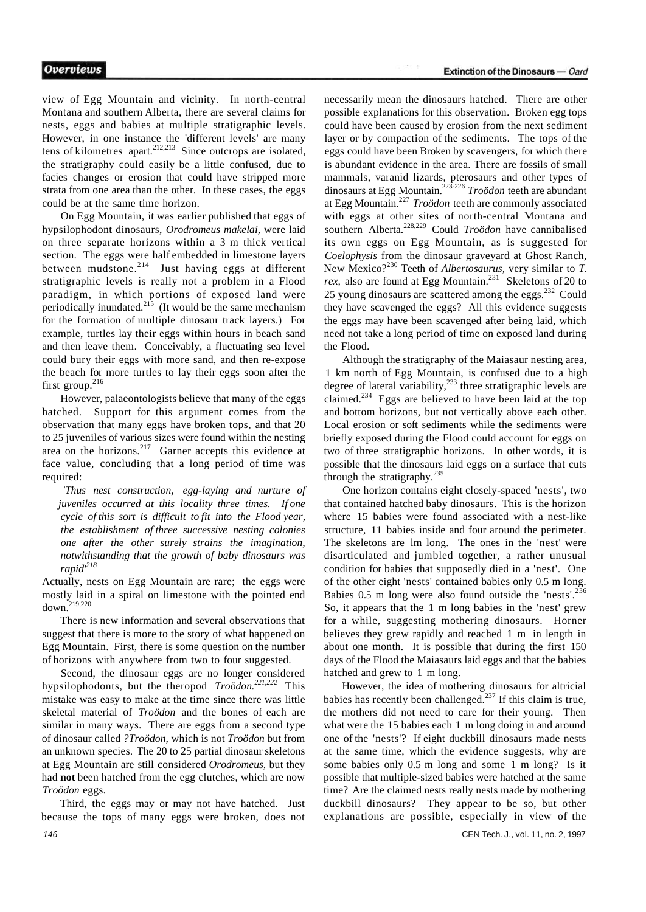view of Egg Mountain and vicinity. In north-central Montana and southern Alberta, there are several claims for nests, eggs and babies at multiple stratigraphic levels. However, in one instance the 'different levels' are many tens of kilometres apart.[212,213] Since outcrops are isolated, the stratigraphy could easily be a little confused, due to facies changes or erosion that could have stripped more strata from one area than the other. In these cases, the eggs could be at the same time horizon.

On Egg Mountain, it was earlier published that eggs of hypsilophodont dinosaurs, *Orodromeus makelai,* were laid on three separate horizons within a 3 m thick vertical section. The eggs were half embedded in limestone layers between mudstone.[214] Just having eggs at different stratigraphic levels is really not a problem in a Flood paradigm, in which portions of exposed land were periodically inundated.[215] (It would be the same mechanism for the formation of multiple dinosaur track layers.) For example, turtles lay their eggs within hours in beach sand and then leave them. Conceivably, a fluctuating sea level could bury their eggs with more sand, and then re-expose the beach for more turtles to lay their eggs soon after the first group.[216]

However, palaeontologists believe that many of the eggs hatched. Support for this argument comes from the observation that many eggs have broken tops, and that 20 to 25 juveniles of various sizes were found within the nesting area on the horizons.[217] Garner accepts this evidence at face value, concluding that a long period of time was required:

> *'Thus nest construction, egg-laying and nurture of juveniles occurred at this locality three times. If one cycle of this sort is difficult to fit into the Flood year, the establishment of three successive nesting colonies one after the other surely strains the imagination, notwithstanding that the growth of baby dinosaurs was rapid'*[218]

Actually, nests on Egg Mountain are rare; the eggs were mostly laid in a spiral on limestone with the pointed end down.[219,220]

There is new information and several observations that suggest that there is more to the story of what happened on Egg Mountain. First, there is some question on the number of horizons with anywhere from two to four suggested.

Second, the dinosaur eggs are no longer considered hypsilophodonts, but the theropod *Troödon.*[221,222] This mistake was easy to make at the time since there was little skeletal material of *Troödon* and the bones of each are similar in many ways. There are eggs from a second type of dinosaur called *?Troödon,* which is not *Troödon* but from an unknown species. The 20 to 25 partial dinosaur skeletons at Egg Mountain are still considered *Orodromeus,* but they had **not** been hatched from the egg clutches, which are now *Troödon* eggs.

Third, the eggs may or may not have hatched. Just because the tops of many eggs were broken, does not necessarily mean the dinosaurs hatched. There are other possible explanations for this observation. Broken egg tops could have been caused by erosion from the next sediment layer or by compaction of the sediments. The tops of the eggs could have been Broken by scavengers, for which there is abundant evidence in the area. There are fossils of small mammals, varanid lizards, pterosaurs and other types of dinosaurs at Egg Mountain.[223-226] *Troödon* teeth are abundant at Egg Mountain.[227] *Troödon* teeth are commonly associated with eggs at other sites of north-central Montana and southern Alberta.[228,229] Could *Troödon* have cannibalised its own eggs on Egg Mountain, as is suggested for *Coelophysis* from the dinosaur graveyard at Ghost Ranch, New Mexico?[230] Teeth of *Albertosaurus,* very similar to *T. rex,* also are found at Egg Mountain.[231] Skeletons of 20 to 25 young dinosaurs are scattered among the eggs.[232] Could they have scavenged the eggs? All this evidence suggests the eggs may have been scavenged after being laid, which need not take a long period of time on exposed land during the Flood.

Although the stratigraphy of the Maiasaur nesting area, 1 km north of Egg Mountain, is confused due to a high degree of lateral variability,[233] three stratigraphic levels are claimed.[234] Eggs are believed to have been laid at the top and bottom horizons, but not vertically above each other. Local erosion or soft sediments while the sediments were briefly exposed during the Flood could account for eggs on two of three stratigraphic horizons. In other words, it is possible that the dinosaurs laid eggs on a surface that cuts through the stratigraphy.[235]

One horizon contains eight closely-spaced 'nests', two that contained hatched baby dinosaurs. This is the horizon where 15 babies were found associated with a nest-like structure, 11 babies inside and four around the perimeter. The skeletons are lm long. The ones in the 'nest' were disarticulated and jumbled together, a rather unusual condition for babies that supposedly died in a 'nest'. One of the other eight 'nests' contained babies only 0.5 m long. Babies 0.5 m long were also found outside the 'nests'.[236] So, it appears that the 1 m long babies in the 'nest' grew for a while, suggesting mothering dinosaurs. Horner believes they grew rapidly and reached 1 m in length in about one month. It is possible that during the first 150 days of the Flood the Maiasaurs laid eggs and that the babies hatched and grew to 1 m long.

However, the idea of mothering dinosaurs for altricial babies has recently been challenged.[237] If this claim is true, the mothers did not need to care for their young. Then what were the 15 babies each 1 m long doing in and around one of the 'nests'? If eight duckbill dinosaurs made nests at the same time, which the evidence suggests, why are some babies only 0.5 m long and some 1 m long? Is it possible that multiple-sized babies were hatched at the same time? Are the claimed nests really nests made by mothering duckbill dinosaurs? They appear to be so, but other explanations are possible, especially in view of the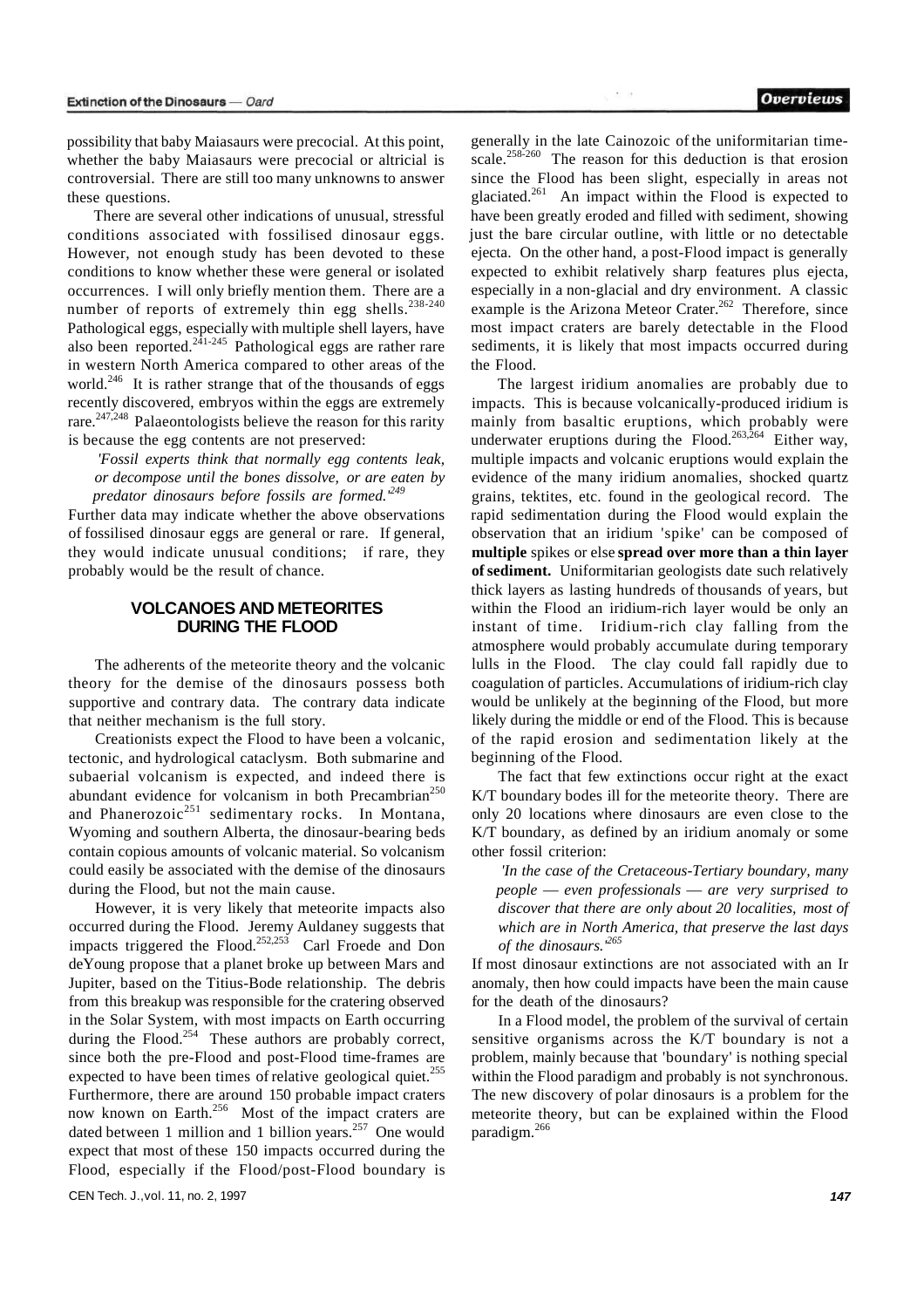possibility that baby Maiasaurs were precocial. At this point, whether the baby Maiasaurs were precocial or altricial is controversial. There are still too many unknowns to answer these questions.

There are several other indications of unusual, stressful conditions associated with fossilised dinosaur eggs. However, not enough study has been devoted to these conditions to know whether these were general or isolated occurrences. I will only briefly mention them. There are a number of reports of extremely thin egg shells.[238-240] Pathological eggs, especially with multiple shell layers, have also been reported.[241-245] Pathological eggs are rather rare in western North America compared to other areas of the world.[246] It is rather strange that of the thousands of eggs recently discovered, embryos within the eggs are extremely rare.[247,248] Palaeontologists believe the reason for this rarity is because the egg contents are not preserved:

> *'Fossil experts think that normally egg contents leak, or decompose until the bones dissolve, or are eaten by predator dinosaurs before fossils are formed.'*[249]

Further data may indicate whether the above observations of fossilised dinosaur eggs are general or rare. If general, they would indicate unusual conditions; if rare, they probably would be the result of chance.

## VOLCANOES AND METEORITES DURING THE FLOOD

The adherents of the meteorite theory and the volcanic theory for the demise of the dinosaurs possess both supportive and contrary data. The contrary data indicate that neither mechanism is the full story.

Creationists expect the Flood to have been a volcanic, tectonic, and hydrological cataclysm. Both submarine and subaerial volcanism is expected, and indeed there is abundant evidence for volcanism in both Precambrian[250] and Phanerozoic[251] sedimentary rocks. In Montana, Wyoming and southern Alberta, the dinosaur-bearing beds contain copious amounts of volcanic material. So volcanism could easily be associated with the demise of the dinosaurs during the Flood, but not the main cause.

However, it is very likely that meteorite impacts also occurred during the Flood. Jeremy Auldaney suggests that impacts triggered the Flood.[252,253] Carl Froede and Don deYoung propose that a planet broke up between Mars and Jupiter, based on the Titius-Bode relationship. The debris from this breakup was responsible for the cratering observed in the Solar System, with most impacts on Earth occurring during the Flood.[254] These authors are probably correct, since both the pre-Flood and post-Flood time-frames are expected to have been times of relative geological quiet.[255] Furthermore, there are around 150 probable impact craters now known on Earth.[256] Most of the impact craters are dated between 1 million and 1 billion years.[257] One would expect that most of these 150 impacts occurred during the Flood, especially if the Flood/post-Flood boundary is generally in the late Cainozoic of the uniformitarian time-scale.[258-260] The reason for this deduction is that erosion since the Flood has been slight, especially in areas not glaciated.[261] An impact within the Flood is expected to have been greatly eroded and filled with sediment, showing just the bare circular outline, with little or no detectable ejecta. On the other hand, a post-Flood impact is generally expected to exhibit relatively sharp features plus ejecta, especially in a non-glacial and dry environment. A classic example is the Arizona Meteor Crater.[262] Therefore, since most impact craters are barely detectable in the Flood sediments, it is likely that most impacts occurred during the Flood.

The largest iridium anomalies are probably due to impacts. This is because volcanically-produced iridium is mainly from basaltic eruptions, which probably were underwater eruptions during the Flood.[263,264] Either way, multiple impacts and volcanic eruptions would explain the evidence of the many iridium anomalies, shocked quartz grains, tektites, etc. found in the geological record. The rapid sedimentation during the Flood would explain the observation that an iridium 'spike' can be composed of **multiple** spikes or else **spread over more than a thin layer of sediment.** Uniformitarian geologists date such relatively thick layers as lasting hundreds of thousands of years, but within the Flood an iridium-rich layer would be only an instant of time. Iridium-rich clay falling from the atmosphere would probably accumulate during temporary lulls in the Flood. The clay could fall rapidly due to coagulation of particles. Accumulations of iridium-rich clay would be unlikely at the beginning of the Flood, but more likely during the middle or end of the Flood. This is because of the rapid erosion and sedimentation likely at the beginning of the Flood.

The fact that few extinctions occur right at the exact K/T boundary bodes ill for the meteorite theory. There are only 20 locations where dinosaurs are even close to the K/T boundary, as defined by an iridium anomaly or some other fossil criterion:

> *'In the case of the Cretaceous-Tertiary boundary, many people — even professionals — are very surprised to discover that there are only about 20 localities, most of which are in North America, that preserve the last days of the dinosaurs.'*[265]

If most dinosaur extinctions are not associated with an Ir anomaly, then how could impacts have been the main cause for the death of the dinosaurs?

In a Flood model, the problem of the survival of certain sensitive organisms across the K/T boundary is not a problem, mainly because that 'boundary' is nothing special within the Flood paradigm and probably is not synchronous. The new discovery of polar dinosaurs is a problem for the meteorite theory, but can be explained within the Flood paradigm.[266]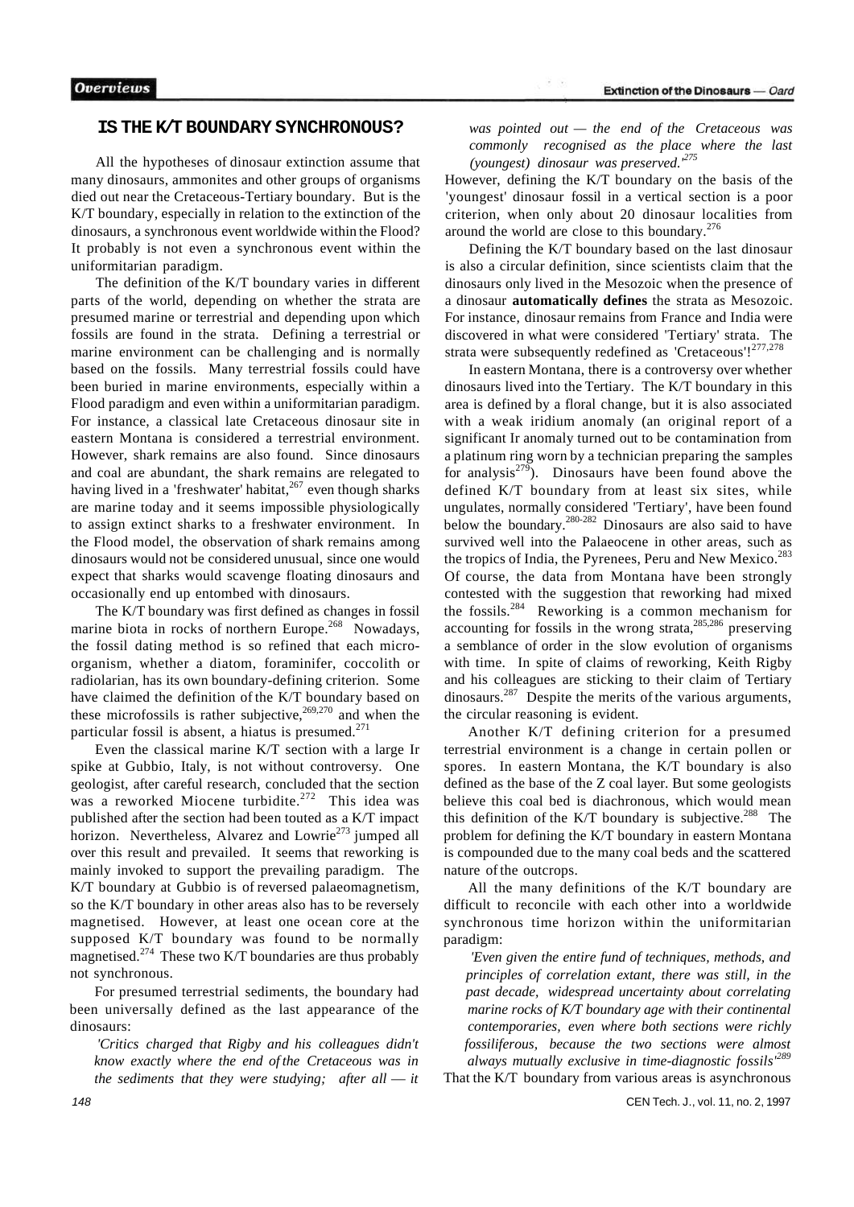## IS THE K/T BOUNDARY SYNCHRONOUS?

All the hypotheses of dinosaur extinction assume that many dinosaurs, ammonites and other groups of organisms died out near the Cretaceous-Tertiary boundary. But is the K/T boundary, especially in relation to the extinction of the dinosaurs, a synchronous event worldwide within the Flood? It probably is not even a synchronous event within the uniformitarian paradigm.

The definition of the K/T boundary varies in different parts of the world, depending on whether the strata are presumed marine or terrestrial and depending upon which fossils are found in the strata. Defining a terrestrial or marine environment can be challenging and is normally based on the fossils. Many terrestrial fossils could have been buried in marine environments, especially within a Flood paradigm and even within a uniformitarian paradigm. For instance, a classical late Cretaceous dinosaur site in eastern Montana is considered a terrestrial environment. However, shark remains are also found. Since dinosaurs and coal are abundant, the shark remains are relegated to having lived in a 'freshwater' habitat,[267] even though sharks are marine today and it seems impossible physiologically to assign extinct sharks to a freshwater environment. In the Flood model, the observation of shark remains among dinosaurs would not be considered unusual, since one would expect that sharks would scavenge floating dinosaurs and occasionally end up entombed with dinosaurs.

The K/T boundary was first defined as changes in fossil marine biota in rocks of northern Europe.[268] Nowadays, the fossil dating method is so refined that each micro-organism, whether a diatom, foraminifer, coccolith or radiolarian, has its own boundary-defining criterion. Some have claimed the definition of the K/T boundary based on these microfossils is rather subjective,[269,270] and when the particular fossil is absent, a hiatus is presumed.[271]

Even the classical marine K/T section with a large Ir spike at Gubbio, Italy, is not without controversy. One geologist, after careful research, concluded that the section was a reworked Miocene turbidite.[272] This idea was published after the section had been touted as a K/T impact horizon. Nevertheless, Alvarez and Lowrie[273] jumped all over this result and prevailed. It seems that reworking is mainly invoked to support the prevailing paradigm. The K/T boundary at Gubbio is of reversed palaeomagnetism, so the K/T boundary in other areas also has to be reversely magnetised. However, at least one ocean core at the supposed K/T boundary was found to be normally magnetised.[274] These two K/T boundaries are thus probably not synchronous.

For presumed terrestrial sediments, the boundary had been universally defined as the last appearance of the dinosaurs:

> *'Critics charged that Rigby and his colleagues didn't know exactly where the end of the Cretaceous was in the sediments that they were studying; after all — it was pointed out — the end of the Cretaceous was commonly recognised as the place where the last (youngest) dinosaur was preserved.'*[275]

However, defining the K/T boundary on the basis of the 'youngest' dinosaur fossil in a vertical section is a poor criterion, when only about 20 dinosaur localities from around the world are close to this boundary.[276]

Defining the K/T boundary based on the last dinosaur is also a circular definition, since scientists claim that the dinosaurs only lived in the Mesozoic when the presence of a dinosaur **automatically defines** the strata as Mesozoic. For instance, dinosaur remains from France and India were discovered in what were considered 'Tertiary' strata. The strata were subsequently redefined as 'Cretaceous'![277,278]

In eastern Montana, there is a controversy over whether dinosaurs lived into the Tertiary. The K/T boundary in this area is defined by a floral change, but it is also associated with a weak iridium anomaly (an original report of a significant Ir anomaly turned out to be contamination from a platinum ring worn by a technician preparing the samples for analysis[279]). Dinosaurs have been found above the defined K/T boundary from at least six sites, while ungulates, normally considered 'Tertiary', have been found below the boundary.[280-282] Dinosaurs are also said to have survived well into the Palaeocene in other areas, such as the tropics of India, the Pyrenees, Peru and New Mexico.[283] Of course, the data from Montana have been strongly contested with the suggestion that reworking had mixed the fossils.[284] Reworking is a common mechanism for accounting for fossils in the wrong strata,[285,286] preserving a semblance of order in the slow evolution of organisms with time. In spite of claims of reworking, Keith Rigby and his colleagues are sticking to their claim of Tertiary dinosaurs.[287] Despite the merits of the various arguments, the circular reasoning is evident.

Another K/T defining criterion for a presumed terrestrial environment is a change in certain pollen or spores. In eastern Montana, the K/T boundary is also defined as the base of the Z coal layer. But some geologists believe this coal bed is diachronous, which would mean this definition of the K/T boundary is subjective.[288] The problem for defining the K/T boundary in eastern Montana is compounded due to the many coal beds and the scattered nature of the outcrops.

All the many definitions of the K/T boundary are difficult to reconcile with each other into a worldwide synchronous time horizon within the uniformitarian paradigm:

> *'Even given the entire fund of techniques, methods, and principles of correlation extant, there was still, in the past decade, widespread uncertainty about correlating marine rocks of K/T boundary age with their continental contemporaries, even where both sections were richly fossiliferous, because the two sections were almost always mutually exclusive in time-diagnostic fossils'*[289]

That the K/T boundary from various areas is asynchronous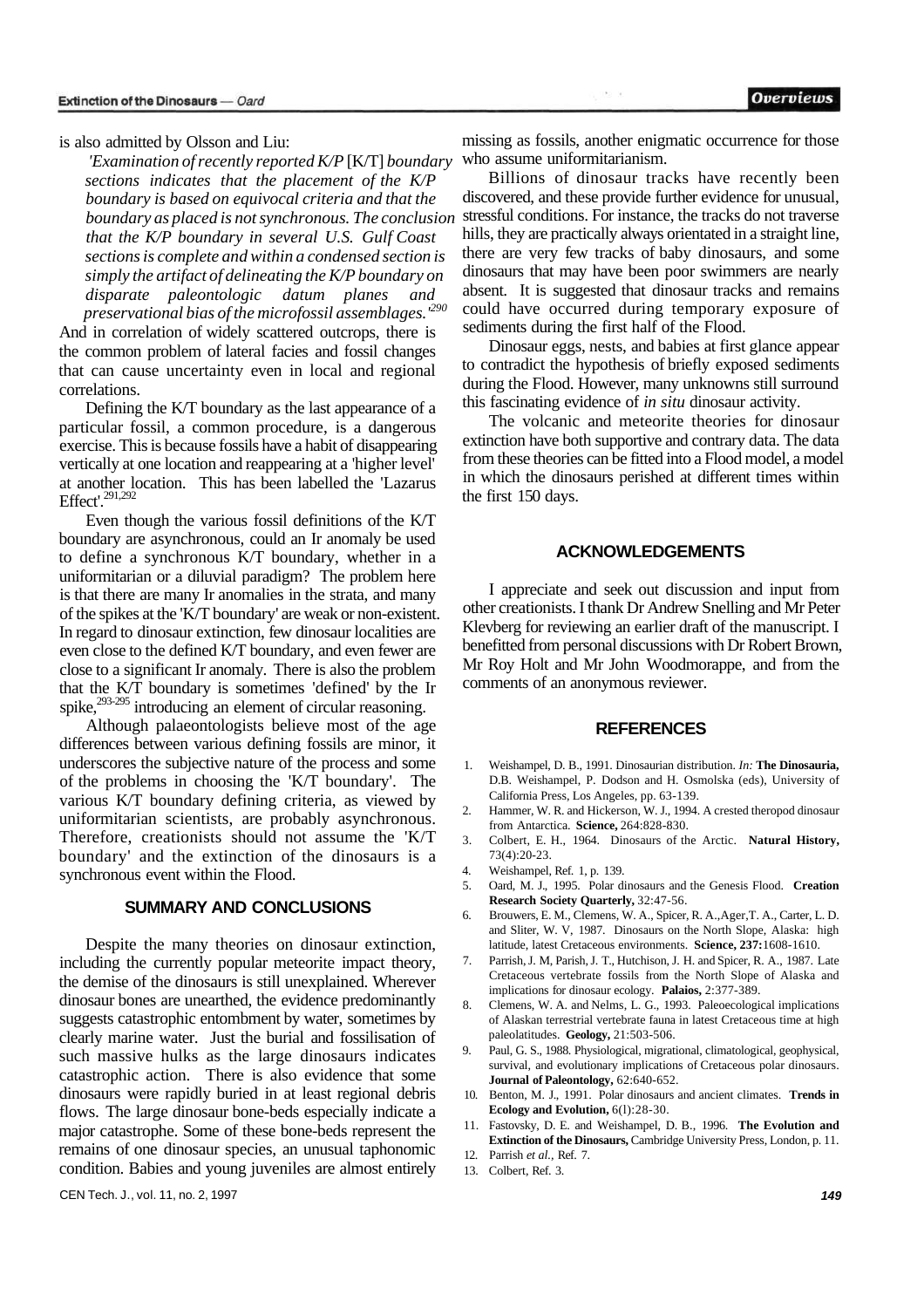is also admitted by Olsson and Liu:

> *'Examination of recently reported K/P* [K/T] *boundary sections indicates that the placement of the K/P boundary is based on equivocal criteria and that the boundary as placed is not synchronous. The conclusion that the K/P boundary in several U.S. Gulf Coast sections is complete and within a condensed section is simply the artifact of delineating the K/P boundary on disparate paleontologic datum planes and preservational bias of the microfossil assemblages.'*[290]

And in correlation of widely scattered outcrops, there is the common problem of lateral facies and fossil changes that can cause uncertainty even in local and regional correlations.

Defining the K/T boundary as the last appearance of a particular fossil, a common procedure, is a dangerous exercise. This is because fossils have a habit of disappearing vertically at one location and reappearing at a 'higher level' at another location. This has been labelled the 'Lazarus Effect'.[291,292]

Even though the various fossil definitions of the K/T boundary are asynchronous, could an Ir anomaly be used to define a synchronous K/T boundary, whether in a uniformitarian or a diluvial paradigm? The problem here is that there are many Ir anomalies in the strata, and many of the spikes at the 'K/T boundary' are weak or non-existent. In regard to dinosaur extinction, few dinosaur localities are even close to the defined K/T boundary, and even fewer are close to a significant Ir anomaly. There is also the problem that the K/T boundary is sometimes 'defined' by the Ir spike,[293-295] introducing an element of circular reasoning.

Although palaeontologists believe most of the age differences between various defining fossils are minor, it underscores the subjective nature of the process and some of the problems in choosing the 'K/T boundary'. The various K/T boundary defining criteria, as viewed by uniformitarian scientists, are probably asynchronous. Therefore, creationists should not assume the 'K/T boundary' and the extinction of the dinosaurs is a synchronous event within the Flood.

## SUMMARY AND CONCLUSIONS

Despite the many theories on dinosaur extinction, including the currently popular meteorite impact theory, the demise of the dinosaurs is still unexplained. Wherever dinosaur bones are unearthed, the evidence predominantly suggests catastrophic entombment by water, sometimes by clearly marine water. Just the burial and fossilisation of such massive hulks as the large dinosaurs indicates catastrophic action. There is also evidence that some dinosaurs were rapidly buried in at least regional debris flows. The large dinosaur bone-beds especially indicate a major catastrophe. Some of these bone-beds represent the remains of one dinosaur species, an unusual taphonomic condition. Babies and young juveniles are almost entirely missing as fossils, another enigmatic occurrence for those who assume uniformitarianism.

Billions of dinosaur tracks have recently been discovered, and these provide further evidence for unusual, stressful conditions. For instance, the tracks do not traverse hills, they are practically always orientated in a straight line, there are very few tracks of baby dinosaurs, and some dinosaurs that may have been poor swimmers are nearly absent. It is suggested that dinosaur tracks and remains could have occurred during temporary exposure of sediments during the first half of the Flood.

Dinosaur eggs, nests, and babies at first glance appear to contradict the hypothesis of briefly exposed sediments during the Flood. However, many unknowns still surround this fascinating evidence of *in situ* dinosaur activity.

The volcanic and meteorite theories for dinosaur extinction have both supportive and contrary data. The data from these theories can be fitted into a Flood model, a model in which the dinosaurs perished at different times within the first 150 days.

## ACKNOWLEDGEMENTS

I appreciate and seek out discussion and input from other creationists. I thank Dr Andrew Snelling and Mr Peter Klevberg for reviewing an earlier draft of the manuscript. I benefitted from personal discussions with Dr Robert Brown, Mr Roy Holt and Mr John Woodmorappe, and from the comments of an anonymous reviewer.

## REFERENCES

1. Weishampel, D. B., 1991. Dinosaurian distribution. *In:* **The Dinosauria,** D.B. Weishampel, P. Dodson and H. Osmolska (eds), University of California Press, Los Angeles, pp. 63-139.
2. Hammer, W. R. and Hickerson, W. J., 1994. A crested theropod dinosaur from Antarctica. **Science,** 264:828-830.
3. Colbert, E. H., 1964. Dinosaurs of the Arctic. **Natural History,** 73(4):20-23.
4. Weishampel, Ref. 1, p. 139.
5. Oard, M. J., 1995. Polar dinosaurs and the Genesis Flood. **Creation Research Society Quarterly,** 32:47-56.
6. Brouwers, E. M., Clemens, W. A., Spicer, R. A., Ager, T. A., Carter, L. D. and Sliter, W. V, 1987. Dinosaurs on the North Slope, Alaska: high latitude, latest Cretaceous environments. **Science, 237:**1608-1610.
7. Parrish, J. M, Parish, J. T., Hutchison, J. H. and Spicer, R. A., 1987. Late Cretaceous vertebrate fossils from the North Slope of Alaska and implications for dinosaur ecology. **Palaios,** 2:377-389.
8. Clemens, W. A. and Nelms, L. G., 1993. Paleoecological implications of Alaskan terrestrial vertebrate fauna in latest Cretaceous time at high paleolatitudes. **Geology,** 21:503-506.
9. Paul, G. S., 1988. Physiological, migrational, climatological, geophysical, survival, and evolutionary implications of Cretaceous polar dinosaurs. **Journal of Paleontology,** 62:640-652.
10. Benton, M. J., 1991. Polar dinosaurs and ancient climates. **Trends in Ecology and Evolution,** 6(l):28-30.
11. Fastovsky, D. E. and Weishampel, D. B., 1996. **The Evolution and Extinction of the Dinosaurs,** Cambridge University Press, London, p. 11.
12. Parrish *et al.,* Ref. 7.
13. Colbert, Ref. 3.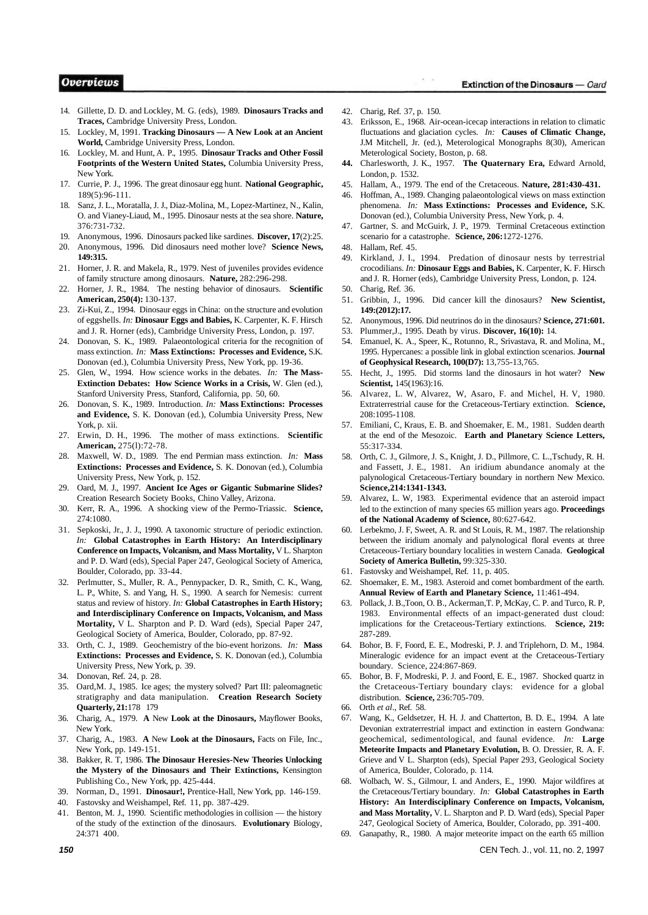14. Gillette, D. D. and Lockley, M. G. (eds), 1989. **Dinosaurs Tracks and Traces,** Cambridge University Press, London.
15. Lockley, M, 1991. **Tracking Dinosaurs — A New Look at an Ancient World,** Cambridge University Press, London.
16. Lockley, M. and Hunt, A. P., 1995. **Dinosaur Tracks and Other Fossil Footprints of the Western United States,** Columbia University Press, New York.
17. Currie, P. J., 1996. The great dinosaur egg hunt. **National Geographic,** 189(5):96-111.
18. Sanz, J. L., Moratalla, J. J., Diaz-Molina, M., Lopez-Martinez, N., Kalin, O. and Vianey-Liaud, M., 1995. Dinosaur nests at the sea shore. **Nature,** 376:731-732.
19. Anonymous, 1996. Dinosaurs packed like sardines. **Discover, 17**(2):25.
20. Anonymous, 1996. Did dinosaurs need mother love? **Science News, 149:315.**
21. Horner, J. R. and Makela, R., 1979. Nest of juveniles provides evidence of family structure among dinosaurs. **Nature,** 282:296-298.
22. Horner, J. R., 1984. The nesting behavior of dinosaurs. **Scientific American, 250(4):** 130-137.
23. Zi-Kui, Z., 1994. Dinosaur eggs in China: on the structure and evolution of eggshells. *In:* **Dinosaur Eggs and Babies,** K. Carpenter, K. F. Hirsch and J. R. Horner (eds), Cambridge University Press, London, p. 197.
24. Donovan, S. K., 1989. Palaeontological criteria for the recognition of mass extinction. *In:* **Mass Extinctions: Processes and Evidence,** S.K. Donovan (ed.), Columbia University Press, New York, pp. 19-36.
25. Glen, W., 1994. How science works in the debates. *In:* **The Mass-Extinction Debates: How Science Works in a Crisis,** W. Glen (ed.), Stanford University Press, Stanford, California, pp. 50, 60.
26. Donovan, S. K., 1989. Introduction. *In:* **Mass Extinctions: Processes and Evidence,** S. K. Donovan (ed.), Columbia University Press, New York, p. xii.
27. Erwin, D. H., 1996. The mother of mass extinctions. **Scientific American,** 275(l):72-78.
28. Maxwell, W. D., 1989. The end Permian mass extinction. *In:* **Mass Extinctions: Processes and Evidence,** S. K. Donovan (ed.), Columbia University Press, New York, p. 152.
29. Oard, M. J., 1997. **Ancient Ice Ages or Gigantic Submarine Slides?** Creation Research Society Books, Chino Valley, Arizona.
30. Kerr, R. A., 1996. A shocking view of the Permo-Triassic. **Science,** 274:1080.
31. Sepkoski, Jr., J. J., 1990. A taxonomic structure of periodic extinction. *In:* **Global Catastrophes in Earth History: An Interdisciplinary Conference on Impacts, Volcanism, and Mass Mortality,** V L. Sharpton and P. D. Ward (eds), Special Paper 247, Geological Society of America, Boulder, Colorado, pp. 33-44.
32. Perlmutter, S., Muller, R. A., Pennypacker, D. R., Smith, C. K., Wang, L. P., White, S. and Yang, H. S., 1990. A search for Nemesis: current status and review of history. *In:* **Global Catastrophes in Earth History; and Interdisciplinary Conference on Impacts, Volcanism, and Mass Mortality,** V L. Sharpton and P. D. Ward (eds), Special Paper 247, Geological Society of America, Boulder, Colorado, pp. 87-92.
33. Orth, C. J., 1989. Geochemistry of the bio-event horizons. *In:* **Mass Extinctions: Processes and Evidence,** S. K. Donovan (ed.), Columbia University Press, New York, p. 39.
34. Donovan, Ref. 24, p. 28.
35. Oard,M. J., 1985. Ice ages; the mystery solved? Part III: paleomagnetic stratigraphy and data manipulation. **Creation Research Society Quarterly, 21:**178 179
36. Charig, A., 1979. **A** New **Look at the Dinosaurs,** Mayflower Books, New York.
37. Charig, A., 1983. **A** New **Look at the Dinosaurs,** Facts on File, Inc., New York, pp. 149-151.
38. Bakker, R. T, 1986. **The Dinosaur Heresies-New Theories Unlocking the Mystery of the Dinosaurs and Their Extinctions,** Kensington Publishing Co., New York, pp. 425-444.
39. Norman, D., 1991. **Dinosaur!,** Prentice-Hall, New York, pp. 146-159.
40. Fastovsky and Weishampel, Ref. 11, pp. 387-429.
41. Benton, M. J., 1990. Scientific methodologies in collision — the history of the study of the extinction of the dinosaurs. **Evolutionary** Biology, 24:371 400.
42. Charig, Ref. 37, p. 150.
43. Eriksson, E., 1968. Air-ocean-icecap interactions in relation to climatic fluctuations and glaciation cycles. *In:* **Causes of Climatic Change,** J.M Mitchell, Jr. (ed.), Meterological Monographs 8(30), American Meterological Society, Boston, p. 68.
44. Charlesworth, J. K., 1957. **The Quaternary Era,** Edward Arnold, London, p. 1532.
45. Hallam, A., 1979. The end of the Cretaceous. **Nature, 281:430-431.**
46. Hoffman, A., 1989. Changing palaeontological views on mass extinction phenomena. *In:* **Mass Extinctions: Processes and Evidence,** S.K. Donovan (ed.), Columbia University Press, New York, p. 4.
47. Gartner, S. and McGuirk, J. P., 1979. Terminal Cretaceous extinction scenario for a catastrophe. **Science, 206:**1272-1276.
48. Hallam, Ref. 45.
49. Kirkland, J. I., 1994. Predation of dinosaur nests by terrestrial crocodilians. *In:* **Dinosaur Eggs and Babies,** K. Carpenter, K. F. Hirsch and J. R. Horner (eds), Cambridge University Press, London, p. 124.
50. Charig, Ref. 36.
51. Gribbin, J., 1996. Did cancer kill the dinosaurs? **New Scientist, 149:(2012):17.**
52. Anonymous, 1996. Did neutrinos do in the dinosaurs? **Science, 271:601.**
53. Plummer,J., 1995. Death by virus. **Discover, 16(10):** 14.
54. Emanuel, K. A., Speer, K., Rotunno, R., Srivastava, R. and Molina, M., 1995. Hypercanes: a possible link in global extinction scenarios. **Journal of Geophysical Research, 100(D7):** 13,755-13,765.
55. Hecht, J., 1995. Did storms land the dinosaurs in hot water? **New Scientist,** 145(1963):16.
56. Alvarez, L. W, Alvarez, W, Asaro, F. and Michel, H. V, 1980. Extraterrestrial cause for the Cretaceous-Tertiary extinction. **Science,** 208:1095-1108.
57. Emiliani, C, Kraus, E. B. and Shoemaker, E. M., 1981. Sudden dearth at the end of the Mesozoic. **Earth and Planetary Science Letters,** 55:317-334.
58. Orth, C. J., Gilmore, J. S., Knight, J. D., Pillmore, C. L.,Tschudy, R. H. and Fassett, J. E., 1981. An iridium abundance anomaly at the palynological Cretaceous-Tertiary boundary in northern New Mexico. **Science,214:1341-1343.**
59. Alvarez, L. W, 1983. Experimental evidence that an asteroid impact led to the extinction of many species 65 million years ago. **Proceedings of the National Academy of Science,** 80:627-642.
60. Lerbekmo, J. F, Sweet, A. R. and St Louis, R. M., 1987. The relationship between the iridium anomaly and palynological floral events at three Cretaceous-Tertiary boundary localities in western Canada. **Geological Society of America Bulletin,** 99:325-330.
61. Fastovsky and Weishampel, Ref. 11, p. 405.
62. Shoemaker, E. M., 1983. Asteroid and comet bombardment of the earth. **Annual Review of Earth and Planetary Science,** 11:461-494.
63. Pollack, J. B.,Toon, O. B., Ackerman,T. P, McKay, C. P. and Turco, R. P, 1983. Environmental effects of an impact-generated dust cloud: implications for the Cretaceous-Tertiary extinctions. **Science, 219:** 287-289.
64. Bohor, B. F, Foord, E. E., Modreski, P. J. and Triplehorn, D. M., 1984. Mineralogic evidence for an impact event at the Cretaceous-Tertiary boundary. Science, 224:867-869.
65. Bohor, B. F, Modreski, P. J. and Foord, E. E., 1987. Shocked quartz in the Cretaceous-Tertiary boundary clays: evidence for a global distribution. **Science,** 236:705-709.
66. Orth *et al*., Ref. 58.
67. Wang, K., Geldsetzer, H. H. J. and Chatterton, B. D. E., 1994. A late Devonian extraterrestrial impact and extinction in eastern Gondwana: geochemical, sedimentological, and faunal evidence. *In:* **Large Meteorite Impacts and Planetary Evolution,** B. O. Dressier, R. A. F. Grieve and V L. Sharpton (eds), Special Paper 293, Geological Society of America, Boulder, Colorado, p. 114.
68. Wolbach, W. S., Gilmour, I. and Anders, E., 1990. Major wildfires at the Cretaceous/Tertiary boundary. *In:* **Global Catastrophes in Earth History: An Interdisciplinary Conference on Impacts, Volcanism, and Mass Mortality,** V. L. Sharpton and P. D. Ward (eds), Special Paper 247, Geological Society of America, Boulder, Colorado, pp. 391-400.
69. Ganapathy, R., 1980. A major meteorite impact on the earth 65 million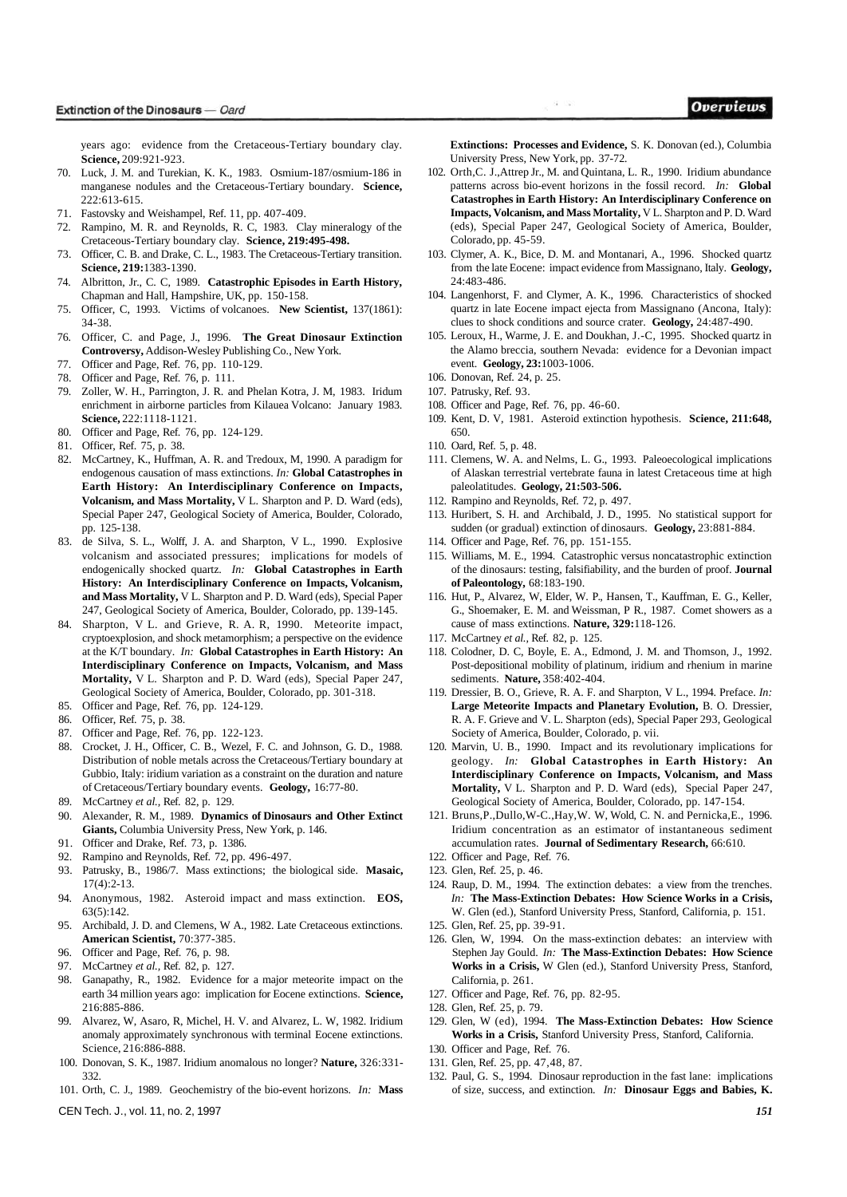years ago: evidence from the Cretaceous-Tertiary boundary clay. **Science,** 209:921-923.

70. Luck, J. M. and Turekian, K. K., 1983. Osmium-187/osmium-186 in manganese nodules and the Cretaceous-Tertiary boundary. **Science,** 222:613-615.
71. Fastovsky and Weishampel, Ref. 11, pp. 407-409.
72. Rampino, M. R. and Reynolds, R. C, 1983. Clay mineralogy of the Cretaceous-Tertiary boundary clay. **Science, 219:495-498.**
73. Officer, C. B. and Drake, C. L., 1983. The Cretaceous-Tertiary transition. **Science, 219:**1383-1390.
74. Albritton, Jr., C. C, 1989. **Catastrophic Episodes in Earth History,** Chapman and Hall, Hampshire, UK, pp. 150-158.
75. Officer, C, 1993. Victims of volcanoes. **New Scientist,** 137(1861): 34-38.
76. Officer, C. and Page, J., 1996. **The Great Dinosaur Extinction Controversy,** Addison-Wesley Publishing Co., New York.
77. Officer and Page, Ref. 76, pp. 110-129.
78. Officer and Page, Ref. 76, p. 111.
79. Zoller, W. H., Parrington, J. R. and Phelan Kotra, J. M, 1983. Iridum enrichment in airborne particles from Kilauea Volcano: January 1983. **Science,** 222:1118-1121.
80. Officer and Page, Ref. 76, pp. 124-129.
81. Officer, Ref. 75, p. 38.
82. McCartney, K., Huffman, A. R. and Tredoux, M, 1990. A paradigm for endogenous causation of mass extinctions. *In:* **Global Catastrophes in Earth History: An Interdisciplinary Conference on Impacts, Volcanism, and Mass Mortality,** V L. Sharpton and P. D. Ward (eds), Special Paper 247, Geological Society of America, Boulder, Colorado, pp. 125-138.
83. de Silva, S. L., Wolff, J. A. and Sharpton, V L., 1990. Explosive volcanism and associated pressures; implications for models of endogenically shocked quartz. *In:* **Global Catastrophes in Earth History: An Interdisciplinary Conference on Impacts, Volcanism, and Mass Mortality,** V L. Sharpton and P. D. Ward (eds), Special Paper 247, Geological Society of America, Boulder, Colorado, pp. 139-145.
84. Sharpton, V L. and Grieve, R. A. R, 1990. Meteorite impact, cryptoexplosion, and shock metamorphism; a perspective on the evidence at the K/T boundary. *In:* **Global Catastrophes in Earth History: An Interdisciplinary Conference on Impacts, Volcanism, and Mass Mortality,** V L. Sharpton and P. D. Ward (eds), Special Paper 247, Geological Society of America, Boulder, Colorado, pp. 301-318.
85. Officer and Page, Ref. 76, pp. 124-129.
86. Officer, Ref. 75, p. 38.
87. Officer and Page, Ref. 76, pp. 122-123.
88. Crocket, J. H., Officer, C. B., Wezel, F. C. and Johnson, G. D., 1988. Distribution of noble metals across the Cretaceous/Tertiary boundary at Gubbio, Italy: iridium variation as a constraint on the duration and nature of Cretaceous/Tertiary boundary events. **Geology,** 16:77-80.
89. McCartney *et al.,* Ref. 82, p. 129.
90. Alexander, R. M., 1989. **Dynamics of Dinosaurs and Other Extinct Giants,** Columbia University Press, New York, p. 146.
91. Officer and Drake, Ref. 73, p. 1386.
92. Rampino and Reynolds, Ref. 72, pp. 496-497.
93. Patrusky, B., 1986/7. Mass extinctions; the biological side. **Masaic,** 17(4):2-13.
94. Anonymous, 1982. Asteroid impact and mass extinction. **EOS,** 63(5):142.
95. Archibald, J. D. and Clemens, W A., 1982. Late Cretaceous extinctions. **American Scientist,** 70:377-385.
96. Officer and Page, Ref. 76, p. 98.
97. McCartney *et al.,* Ref. 82, p. 127.
98. Ganapathy, R., 1982. Evidence for a major meteorite impact on the earth 34 million years ago: implication for Eocene extinctions. **Science,** 216:885-886.
99. Alvarez, W, Asaro, R, Michel, H. V. and Alvarez, L. W, 1982. Iridium anomaly approximately synchronous with terminal Eocene extinctions. Science, 216:886-888.
100. Donovan, S. K., 1987. Iridium anomalous no longer? **Nature,** 326:331-332.
101. Orth, C. J., 1989. Geochemistry of the bio-event horizons. *In:* **Mass Extinctions: Processes and Evidence,** S. K. Donovan (ed.), Columbia University Press, New York, pp. 37-72.
102. Orth,C. J.,Attrep Jr., M. and Quintana, L. R., 1990. Iridium abundance patterns across bio-event horizons in the fossil record. *In:* **Global Catastrophes in Earth History: An Interdisciplinary Conference on Impacts, Volcanism, and Mass Mortality,** V L. Sharpton and P. D. Ward (eds), Special Paper 247, Geological Society of America, Boulder, Colorado, pp. 45-59.
103. Clymer, A. K., Bice, D. M. and Montanari, A., 1996. Shocked quartz from the late Eocene: impact evidence from Massignano, Italy. **Geology,** 24:483-486.
104. Langenhorst, F. and Clymer, A. K., 1996. Characteristics of shocked quartz in late Eocene impact ejecta from Massignano (Ancona, Italy): clues to shock conditions and source crater. **Geology,** 24:487-490.
105. Leroux, H., Warme, J. E. and Doukhan, J.-C, 1995. Shocked quartz in the Alamo breccia, southern Nevada: evidence for a Devonian impact event. **Geology, 23:**1003-1006.
106. Donovan, Ref. 24, p. 25.
107. Patrusky, Ref. 93.
108. Officer and Page, Ref. 76, pp. 46-60.
109. Kent, D. V, 1981. Asteroid extinction hypothesis. **Science, 211:648,** 650.
110. Oard, Ref. 5, p. 48.
111. Clemens, W. A. and Nelms, L. G., 1993. Paleoecological implications of Alaskan terrestrial vertebrate fauna in latest Cretaceous time at high paleolatitudes. **Geology, 21:503-506.**
112. Rampino and Reynolds, Ref. 72, p. 497.
113. Huribert, S. H. and Archibald, J. D., 1995. No statistical support for sudden (or gradual) extinction of dinosaurs. **Geology,** 23:881-884.
114. Officer and Page, Ref. 76, pp. 151-155.
115. Williams, M. E., 1994. Catastrophic versus noncatastrophic extinction of the dinosaurs: testing, falsifiability, and the burden of proof. **Journal of Paleontology,** 68:183-190.
116. Hut, P., Alvarez, W, Elder, W. P., Hansen, T., Kauffman, E. G., Keller, G., Shoemaker, E. M. and Weissman, P R., 1987. Comet showers as a cause of mass extinctions. **Nature, 329:**118-126.
117. McCartney *et al.,* Ref. 82, p. 125.
118. Colodner, D. C, Boyle, E. A., Edmond, J. M. and Thomson, J., 1992. Post-depositional mobility of platinum, iridium and rhenium in marine sediments. **Nature,** 358:402-404.
119. Dressier, B. O., Grieve, R. A. F. and Sharpton, V L., 1994. Preface. *In:* **Large Meteorite Impacts and Planetary Evolution,** B. O. Dressier, R. A. F. Grieve and V. L. Sharpton (eds), Special Paper 293, Geological Society of America, Boulder, Colorado, p. vii.
120. Marvin, U. B., 1990. Impact and its revolutionary implications for geology. *In:* **Global Catastrophes in Earth History: An Interdisciplinary Conference on Impacts, Volcanism, and Mass Mortality,** V L. Sharpton and P. D. Ward (eds), Special Paper 247, Geological Society of America, Boulder, Colorado, pp. 147-154.
121. Bruns,P.,Dullo,W-C.,Hay,W. W, Wold, C. N. and Pernicka,E., 1996. Iridium concentration as an estimator of instantaneous sediment accumulation rates. **Journal of Sedimentary Research,** 66:610.
122. Officer and Page, Ref. 76.
123. Glen, Ref. 25, p. 46.
124. Raup, D. M., 1994. The extinction debates: a view from the trenches. *In:* **The Mass-Extinction Debates: How Science Works in a Crisis,** W. Glen (ed.), Stanford University Press, Stanford, California, p. 151.
125. Glen, Ref. 25, pp. 39-91.
126. Glen, W, 1994. On the mass-extinction debates: an interview with Stephen Jay Gould. *In:* **The Mass-Extinction Debates: How Science Works in a Crisis,** W Glen (ed.), Stanford University Press, Stanford, California, p. 261.
127. Officer and Page, Ref. 76, pp. 82-95.
128. Glen, Ref. 25, p. 79.
129. Glen, W (ed), 1994. **The Mass-Extinction Debates: How Science Works in a Crisis,** Stanford University Press, Stanford, California.
130. Officer and Page, Ref. 76.
131. Glen, Ref. 25, pp. 47,48, 87.
132. Paul, G. S., 1994. Dinosaur reproduction in the fast lane: implications of size, success, and extinction. *In:* **Dinosaur Eggs and Babies, K.**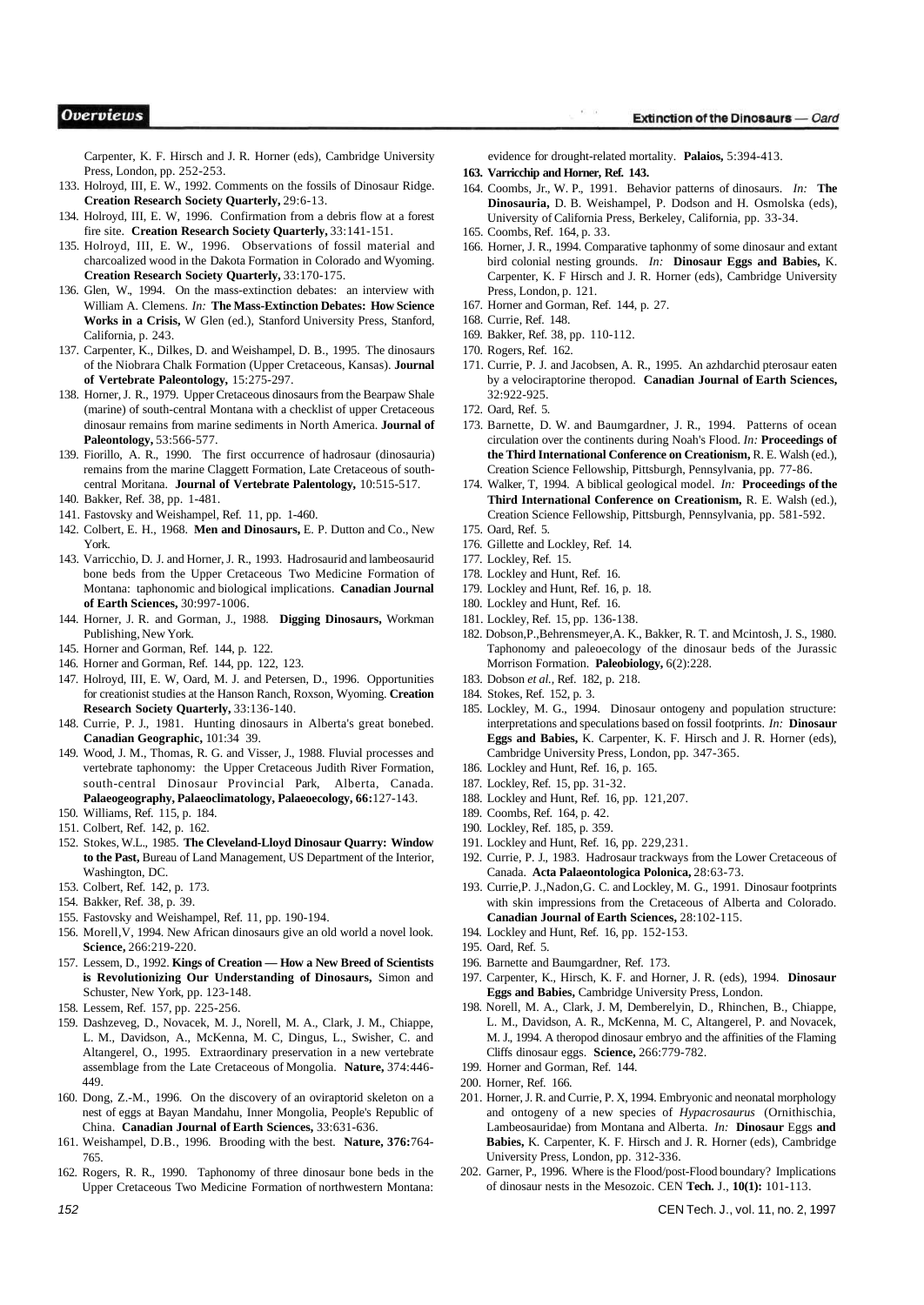Carpenter, K. F. Hirsch and J. R. Horner (eds), Cambridge University Press, London, pp. 252-253.

133. Holroyd, III, E. W., 1992. Comments on the fossils of Dinosaur Ridge. **Creation Research Society Quarterly,** 29:6-13.
134. Holroyd, III, E. W, 1996. Confirmation from a debris flow at a forest fire site. **Creation Research Society Quarterly,** 33:141-151.
135. Holroyd, III, E. W., 1996. Observations of fossil material and charcoalized wood in the Dakota Formation in Colorado and Wyoming. **Creation Research Society Quarterly,** 33:170-175.
136. Glen, W., 1994. On the mass-extinction debates: an interview with William A. Clemens. *In:* **The Mass-Extinction Debates: How Science Works in a Crisis,** W Glen (ed.), Stanford University Press, Stanford, California, p. 243.
137. Carpenter, K., Dilkes, D. and Weishampel, D. B., 1995. The dinosaurs of the Niobrara Chalk Formation (Upper Cretaceous, Kansas). **Journal of Vertebrate Paleontology,** 15:275-297.
138. Horner, J. R., 1979. Upper Cretaceous dinosaurs from the Bearpaw Shale (marine) of south-central Montana with a checklist of upper Cretaceous dinosaur remains from marine sediments in North America. **Journal of Paleontology,** 53:566-577.
139. Fiorillo, A. R., 1990. The first occurrence of hadrosaur (dinosauria) remains from the marine Claggett Formation, Late Cretaceous of south-central Moritana. **Journal of Vertebrate Palentology,** 10:515-517.
140. Bakker, Ref. 38, pp. 1-481.
141. Fastovsky and Weishampel, Ref. 11, pp. 1-460.
142. Colbert, E. H., 1968. **Men and Dinosaurs,** E. P. Dutton and Co., New York.
143. Varricchio, D. J. and Horner, J. R., 1993. Hadrosaurid and lambeosaurid bone beds from the Upper Cretaceous Two Medicine Formation of Montana: taphonomic and biological implications. **Canadian Journal of Earth Sciences,** 30:997-1006.
144. Horner, J. R. and Gorman, J., 1988. **Digging Dinosaurs,** Workman Publishing, New York.
145. Horner and Gorman, Ref. 144, p. 122.
146. Horner and Gorman, Ref. 144, pp. 122, 123.
147. Holroyd, III, E. W, Oard, M. J. and Petersen, D., 1996. Opportunities for creationist studies at the Hanson Ranch, Roxson, Wyoming. **Creation Research Society Quarterly,** 33:136-140.
148. Currie, P. J., 1981. Hunting dinosaurs in Alberta's great bonebed. **Canadian Geographic,** 101:34 39.
149. Wood, J. M., Thomas, R. G. and Visser, J., 1988. Fluvial processes and vertebrate taphonomy: the Upper Cretaceous Judith River Formation, south-central Dinosaur Provincial Park, Alberta, Canada. **Palaeogeography, Palaeoclimatology, Palaeoecology, 66:**127-143.
150. Williams, Ref. 115, p. 184.
151. Colbert, Ref. 142, p. 162.
152. Stokes, W.L., 1985. **The Cleveland-Lloyd Dinosaur Quarry: Window to the Past,** Bureau of Land Management, US Department of the Interior, Washington, DC.
153. Colbert, Ref. 142, p. 173.
154. Bakker, Ref. 38, p. 39.
155. Fastovsky and Weishampel, Ref. 11, pp. 190-194.
156. Morell,V, 1994. New African dinosaurs give an old world a novel look. **Science,** 266:219-220.
157. Lessem, D., 1992. **Kings of Creation — How a New Breed of Scientists is Revolutionizing Our Understanding of Dinosaurs,** Simon and Schuster, New York, pp. 123-148.
158. Lessem, Ref. 157, pp. 225-256.
159. Dashzeveg, D., Novacek, M. J., Norell, M. A., Clark, J. M., Chiappe, L. M., Davidson, A., McKenna, M. C, Dingus, L., Swisher, C. and Altangerel, O., 1995. Extraordinary preservation in a new vertebrate assemblage from the Late Cretaceous of Mongolia. **Nature,** 374:446-449.
160. Dong, Z.-M., 1996. On the discovery of an oviraptorid skeleton on a nest of eggs at Bayan Mandahu, Inner Mongolia, People's Republic of China. **Canadian Journal of Earth Sciences,** 33:631-636.
161. Weishampel, D.B., 1996. Brooding with the best. **Nature, 376:**764-765.
162. Rogers, R. R., 1990. Taphonomy of three dinosaur bone beds in the Upper Cretaceous Two Medicine Formation of northwestern Montana: evidence for drought-related mortality. **Palaios,** 5:394-413.
163. **Varricchip and Horner, Ref. 143.**
164. Coombs, Jr., W. P., 1991. Behavior patterns of dinosaurs. *In:* **The Dinosauria,** D. B. Weishampel, P. Dodson and H. Osmolska (eds), University of California Press, Berkeley, California, pp. 33-34.
165. Coombs, Ref. 164, p. 33.
166. Horner, J. R., 1994. Comparative taphonmy of some dinosaur and extant bird colonial nesting grounds. *In:* **Dinosaur Eggs and Babies,** K. Carpenter, K. F Hirsch and J. R. Horner (eds), Cambridge University Press, London, p. 121.
167. Horner and Gorman, Ref. 144, p. 27.
168. Currie, Ref. 148.
169. Bakker, Ref. 38, pp. 110-112.
170. Rogers, Ref. 162.
171. Currie, P. J. and Jacobsen, A. R., 1995. An azhdarchid pterosaur eaten by a velociraptorine theropod. **Canadian Journal of Earth Sciences,** 32:922-925.
172. Oard, Ref. 5.
173. Barnette, D. W. and Baumgardner, J. R., 1994. Patterns of ocean circulation over the continents during Noah's Flood. *In:* **Proceedings of the Third International Conference on Creationism,** R. E. Walsh (ed.), Creation Science Fellowship, Pittsburgh, Pennsylvania, pp. 77-86.
174. Walker, T, 1994. A biblical geological model. *In:* **Proceedings of the Third International Conference on Creationism,** R. E. Walsh (ed.), Creation Science Fellowship, Pittsburgh, Pennsylvania, pp. 581-592.
175. Oard, Ref. 5.
176. Gillette and Lockley, Ref. 14.
177. Lockley, Ref. 15.
178. Lockley and Hunt, Ref. 16.
179. Lockley and Hunt, Ref. 16, p. 18.
180. Lockley and Hunt, Ref. 16.
181. Lockley, Ref. 15, pp. 136-138.
182. Dobson,P.,Behrensmeyer,A. K., Bakker, R. T. and Mcintosh, J. S., 1980. Taphonomy and paleoecology of the dinosaur beds of the Jurassic Morrison Formation. **Paleobiology,** 6(2):228.
183. Dobson *et al.,* Ref. 182, p. 218.
184. Stokes, Ref. 152, p. 3.
185. Lockley, M. G., 1994. Dinosaur ontogeny and population structure: interpretations and speculations based on fossil footprints. *In:* **Dinosaur Eggs and Babies,** K. Carpenter, K. F. Hirsch and J. R. Horner (eds), Cambridge University Press, London, pp. 347-365.
186. Lockley and Hunt, Ref. 16, p. 165.
187. Lockley, Ref. 15, pp. 31-32.
188. Lockley and Hunt, Ref. 16, pp. 121,207.
189. Coombs, Ref. 164, p. 42.
190. Lockley, Ref. 185, p. 359.
191. Lockley and Hunt, Ref. 16, pp. 229,231.
192. Currie, P. J., 1983. Hadrosaur trackways from the Lower Cretaceous of Canada. **Acta Palaeontologica Polonica,** 28:63-73.
193. Currie,P. J.,Nadon,G. C. and Lockley, M. G., 1991. Dinosaur footprints with skin impressions from the Cretaceous of Alberta and Colorado. **Canadian Journal of Earth Sciences,** 28:102-115.
194. Lockley and Hunt, Ref. 16, pp. 152-153.
195. Oard, Ref. 5.
196. Barnette and Baumgardner, Ref. 173.
197. Carpenter, K., Hirsch, K. F. and Horner, J. R. (eds), 1994. **Dinosaur Eggs and Babies,** Cambridge University Press, London.
198. Norell, M. A., Clark, J. M, Demberelyin, D., Rhinchen, B., Chiappe, L. M., Davidson, A. R., McKenna, M. C, Altangerel, P. and Novacek, M. J., 1994. A theropod dinosaur embryo and the affinities of the Flaming Cliffs dinosaur eggs. **Science,** 266:779-782.
199. Horner and Gorman, Ref. 144.
200. Horner, Ref. 166.
201. Horner, J. R. and Currie, P. X, 1994. Embryonic and neonatal morphology and ontogeny of a new species of *Hypacrosaurus* (Ornithischia, Lambeosauridae) from Montana and Alberta. *In:* **Dinosaur** Eggs **and Babies,** K. Carpenter, K. F. Hirsch and J. R. Horner (eds), Cambridge University Press, London, pp. 312-336.
202. Garner, P., 1996. Where is the Flood/post-Flood boundary? Implications of dinosaur nests in the Mesozoic. CEN **Tech.** J., **10(1):** 101-113.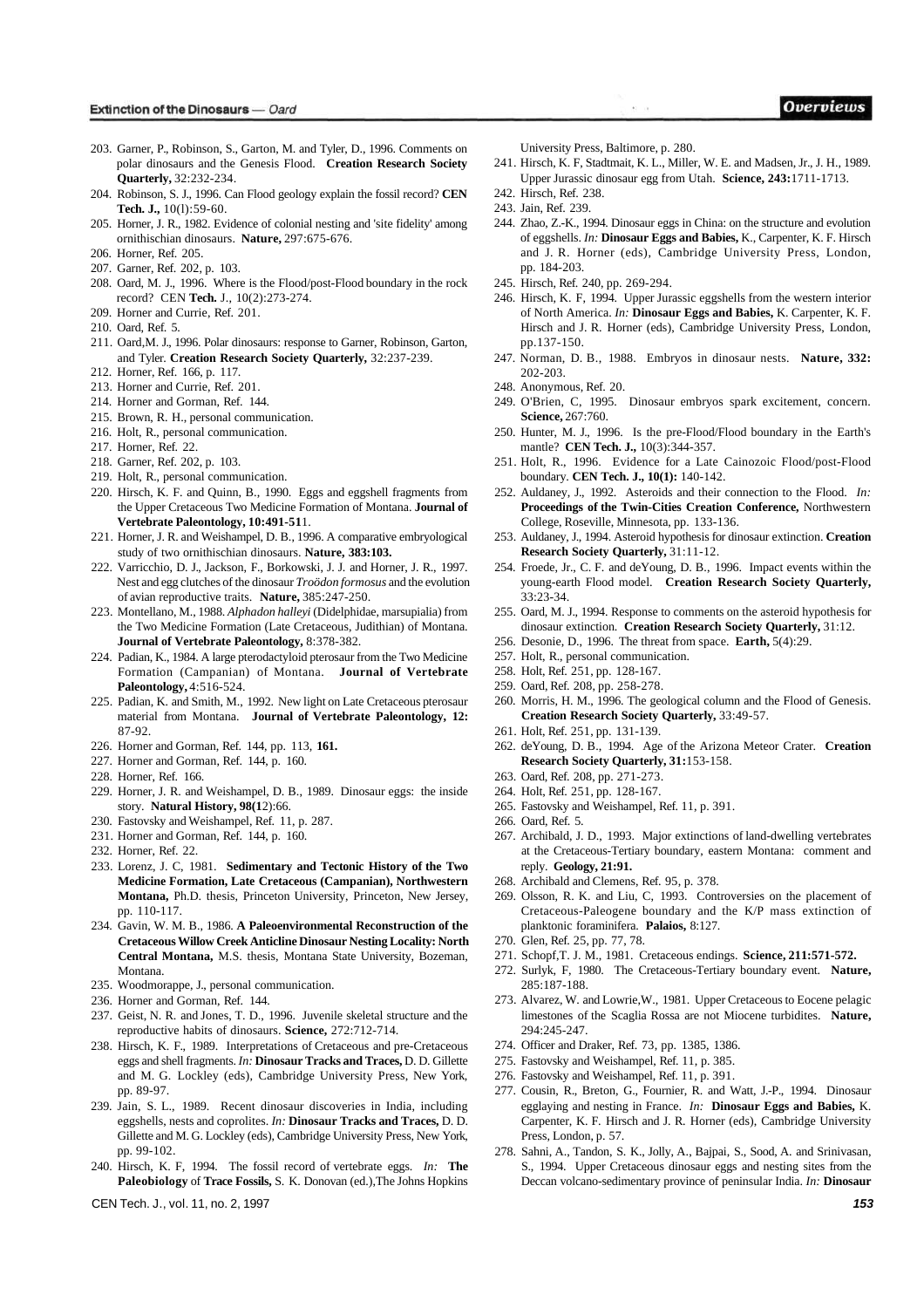203. Garner, P., Robinson, S., Garton, M. and Tyler, D., 1996. Comments on polar dinosaurs and the Genesis Flood. **Creation Research Society Quarterly,** 32:232-234.
204. Robinson, S. J., 1996. Can Flood geology explain the fossil record? **CEN Tech. J.,** 10(l):59-60.
205. Horner, J. R., 1982. Evidence of colonial nesting and 'site fidelity' among ornithischian dinosaurs. **Nature,** 297:675-676.
206. Horner, Ref. 205.
207. Garner, Ref. 202, p. 103.
208. Oard, M. J., 1996. Where is the Flood/post-Flood boundary in the rock record? CEN **Tech.** J., 10(2):273-274.
209. Horner and Currie, Ref. 201.
210. Oard, Ref. 5.
211. Oard,M. J., 1996. Polar dinosaurs: response to Garner, Robinson, Garton, and Tyler. **Creation Research Society Quarterly,** 32:237-239.
212. Horner, Ref. 166, p. 117.
213. Horner and Currie, Ref. 201.
214. Horner and Gorman, Ref. 144.
215. Brown, R. H., personal communication.
216. Holt, R., personal communication.
217. Horner, Ref. 22.
218. Garner, Ref. 202, p. 103.
219. Holt, R., personal communication.
220. Hirsch, K. F. and Quinn, B., 1990. Eggs and eggshell fragments from the Upper Cretaceous Two Medicine Formation of Montana. **Journal of Vertebrate Paleontology, 10:491-51**1.
221. Horner, J. R. and Weishampel, D. B., 1996. A comparative embryological study of two ornithischian dinosaurs. **Nature, 383:103.**
222. Varricchio, D. J., Jackson, F., Borkowski, J. J. and Horner, J. R., 1997. Nest and egg clutches of the dinosaur *Troödon formosus* and the evolution of avian reproductive traits. **Nature,** 385:247-250.
223. Montellano, M., 1988. *Alphadon halleyi* (Didelphidae, marsupialia) from the Two Medicine Formation (Late Cretaceous, Judithian) of Montana. **Journal of Vertebrate Paleontology,** 8:378-382.
224. Padian, K., 1984. A large pterodactyloid pterosaur from the Two Medicine Formation (Campanian) of Montana. **Journal of Vertebrate Paleontology,** 4:516-524.
225. Padian, K. and Smith, M., 1992. New light on Late Cretaceous pterosaur material from Montana. **Journal of Vertebrate Paleontology, 12:** 87-92.
226. Horner and Gorman, Ref. 144, pp. 113, **161.**
227. Horner and Gorman, Ref. 144, p. 160.
228. Horner, Ref. 166.
229. Horner, J. R. and Weishampel, D. B., 1989. Dinosaur eggs: the inside story. **Natural History, 98(1**2):66.
230. Fastovsky and Weishampel, Ref. 11, p. 287.
231. Horner and Gorman, Ref. 144, p. 160.
232. Horner, Ref. 22.
233. Lorenz, J. C, 1981. **Sedimentary and Tectonic History of the Two Medicine Formation, Late Cretaceous (Campanian), Northwestern Montana,** Ph.D. thesis, Princeton University, Princeton, New Jersey, pp. 110-117.
234. Gavin, W. M. B., 1986. **A Paleoenvironmental Reconstruction of the Cretaceous Willow Creek Anticline Dinosaur Nesting Locality: North Central Montana,** M.S. thesis, Montana State University, Bozeman, Montana.
235. Woodmorappe, J., personal communication.
236. Horner and Gorman, Ref. 144.
237. Geist, N. R. and Jones, T. D., 1996. Juvenile skeletal structure and the reproductive habits of dinosaurs. **Science,** 272:712-714.
238. Hirsch, K. F., 1989. Interpretations of Cretaceous and pre-Cretaceous eggs and shell fragments. *In:* **Dinosaur Tracks and Traces,** D. D. Gillette and M. G. Lockley (eds), Cambridge University Press, New York, pp. 89-97.
239. Jain, S. L., 1989. Recent dinosaur discoveries in India, including eggshells, nests and coprolites. *In:* **Dinosaur Tracks and Traces,** D. D. Gillette and M. G. Lockley (eds), Cambridge University Press, New York, pp. 99-102.
240. Hirsch, K. F, 1994. The fossil record of vertebrate eggs. *In:* **The Paleobiology** of **Trace Fossils,** S. K. Donovan (ed.),The Johns Hopkins University Press, Baltimore, p. 280.
241. Hirsch, K. F, Stadtmait, K. L., Miller, W. E. and Madsen, Jr., J. H., 1989. Upper Jurassic dinosaur egg from Utah. **Science, 243:**1711-1713.
242. Hirsch, Ref. 238.
243. Jain, Ref. 239.
244. Zhao, Z.-K., 1994. Dinosaur eggs in China: on the structure and evolution of eggshells. *In:* **Dinosaur Eggs and Babies,** K., Carpenter, K. F. Hirsch and J. R. Horner (eds), Cambridge University Press, London, pp. 184-203.
245. Hirsch, Ref. 240, pp. 269-294.
246. Hirsch, K. F, 1994. Upper Jurassic eggshells from the western interior of North America. *In:* **Dinosaur Eggs and Babies,** K. Carpenter, K. F. Hirsch and J. R. Horner (eds), Cambridge University Press, London, pp.137-150.
247. Norman, D. B., 1988. Embryos in dinosaur nests. **Nature, 332:** 202-203.
248. Anonymous, Ref. 20.
249. O'Brien, C, 1995. Dinosaur embryos spark excitement, concern. **Science,** 267:760.
250. Hunter, M. J., 1996. Is the pre-Flood/Flood boundary in the Earth's mantle? **CEN Tech. J.,** 10(3):344-357.
251. Holt, R., 1996. Evidence for a Late Cainozoic Flood/post-Flood boundary. **CEN Tech. J., 10(1):** 140-142.
252. Auldaney, J., 1992. Asteroids and their connection to the Flood. *In:* **Proceedings of the Twin-Cities Creation Conference,** Northwestern College, Roseville, Minnesota, pp. 133-136.
253. Auldaney, J., 1994. Asteroid hypothesis for dinosaur extinction. **Creation Research Society Quarterly,** 31:11-12.
254. Froede, Jr., C. F. and deYoung, D. B., 1996. Impact events within the young-earth Flood model. **Creation Research Society Quarterly,** 33:23-34.
255. Oard, M. J., 1994. Response to comments on the asteroid hypothesis for dinosaur extinction. **Creation Research Society Quarterly,** 31:12.
256. Desonie, D., 1996. The threat from space. **Earth,** 5(4):29.
257. Holt, R., personal communication.
258. Holt, Ref. 251, pp. 128-167.
259. Oard, Ref. 208, pp. 258-278.
260. Morris, H. M., 1996. The geological column and the Flood of Genesis. **Creation Research Society Quarterly,** 33:49-57.
261. Holt, Ref. 251, pp. 131-139.
262. deYoung, D. B., 1994. Age of the Arizona Meteor Crater. **Creation Research Society Quarterly, 31:**153-158.
263. Oard, Ref. 208, pp. 271-273.
264. Holt, Ref. 251, pp. 128-167.
265. Fastovsky and Weishampel, Ref. 11, p. 391.
266. Oard, Ref. 5.
267. Archibald, J. D., 1993. Major extinctions of land-dwelling vertebrates at the Cretaceous-Tertiary boundary, eastern Montana: comment and reply. **Geology, 21:91.**
268. Archibald and Clemens, Ref. 95, p. 378.
269. Olsson, R. K. and Liu, C, 1993. Controversies on the placement of Cretaceous-Paleogene boundary and the K/P mass extinction of planktonic foraminifera. **Palaios,** 8:127.
270. Glen, Ref. 25, pp. 77, 78.
271. Schopf,T. J. M., 1981. Cretaceous endings. **Science, 211:571-572.**
272. Surlyk, F, 1980. The Cretaceous-Tertiary boundary event. **Nature,** 285:187-188.
273. Alvarez, W. and Lowrie,W., 1981. Upper Cretaceous to Eocene pelagic limestones of the Scaglia Rossa are not Miocene turbidites. **Nature,** 294:245-247.
274. Officer and Draker, Ref. 73, pp. 1385, 1386.
275. Fastovsky and Weishampel, Ref. 11, p. 385.
276. Fastovsky and Weishampel, Ref. 11, p. 391.
277. Cousin, R., Breton, G., Fournier, R. and Watt, J.-P., 1994. Dinosaur egglaying and nesting in France. *In:* **Dinosaur Eggs and Babies,** K. Carpenter, K. F. Hirsch and J. R. Horner (eds), Cambridge University Press, London, p. 57.
278. Sahni, A., Tandon, S. K., Jolly, A., Bajpai, S., Sood, A. and Srinivasan, S., 1994. Upper Cretaceous dinosaur eggs and nesting sites from the Deccan volcano-sedimentary province of peninsular India. *In:* **Dinosaur**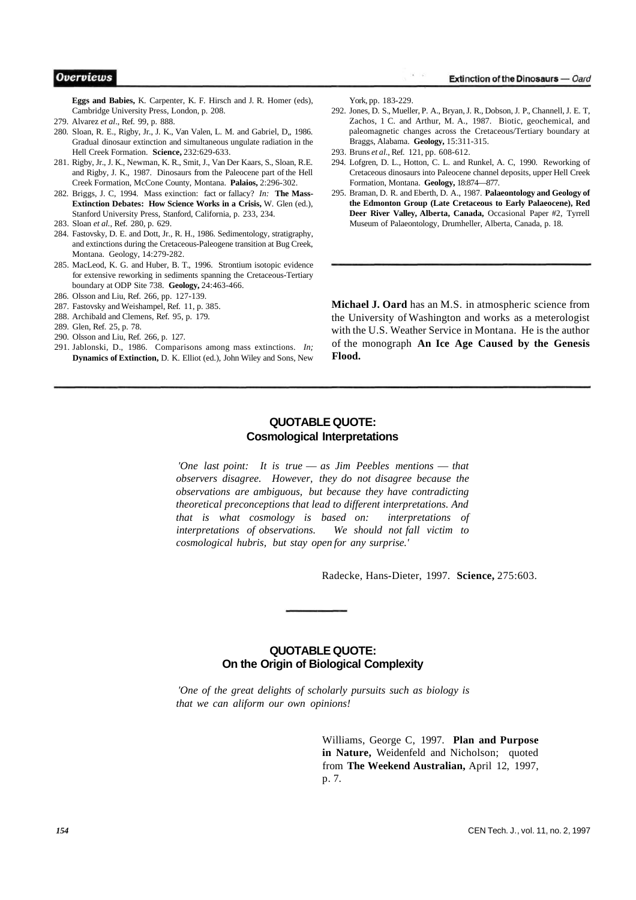**Eggs and Babies,** K. Carpenter, K. F. Hirsch and J. R. Homer (eds), Cambridge University Press, London, p. 208.

279. Alvarez *et al*., Ref. 99, p. 888.
280. Sloan, R. E., Rigby, Jr., J. K., Van Valen, L. M. and Gabriel, D,, 1986. Gradual dinosaur extinction and simultaneous ungulate radiation in the Hell Creek Formation. **Science,** 232:629-633.
281. Rigby, Jr., J. K., Newman, K. R., Smit, J., Van Der Kaars, S., Sloan, R.E. and Rigby, J. K., 1987. Dinosaurs from the Paleocene part of the Hell Creek Formation, McCone County, Montana. **Palaios,** 2:296-302.
282. Briggs, J. C, 1994. Mass exinction: fact or fallacy? *In:* **The Mass-Extinction Debates: How Science Works in a Crisis,** W. Glen (ed.), Stanford University Press, Stanford, California, p. 233, 234.
283. Sloan *et al*., Ref. 280, p. 629.
284. Fastovsky, D. E. and Dott, Jr., R. H., 1986. Sedimentology, stratigraphy, and extinctions during the Cretaceous-Paleogene transition at Bug Creek, Montana. Geology, 14:279-282.
285. MacLeod, K. G. and Huber, B. T., 1996. Strontium isotopic evidence for extensive reworking in sediments spanning the Cretaceous-Tertiary boundary at ODP Site 738. **Geology,** 24:463-466.
286. Olsson and Liu, Ref. 266, pp. 127-139.
287. Fastovsky and Weishampel, Ref. 11, p. 385.
288. Archibald and Clemens, Ref. 95, p. 179.
289. Glen, Ref. 25, p. 78.
290. Olsson and Liu, Ref. 266, p. 127.
291. Jablonski, D., 1986. Comparisons among mass extinctions. *In;* **Dynamics of Extinction,** D. K. Elliot (ed.), John Wiley and Sons, New York, pp. 183-229.
292. Jones, D. S., Mueller, P. A., Bryan, J. R., Dobson, J. P., Channell, J. E. T, Zachos, 1 C. and Arthur, M. A., 1987. Biotic, geochemical, and paleomagnetic changes across the Cretaceous/Tertiary boundary at Braggs, Alabama. **Geology,** 15:311-315.
293. Bruns *et al*., Ref. 121, pp. 608-612.
294. Lofgren, D. L., Hotton, C. L. and Runkel, A. C, 1990. Reworking of Cretaceous dinosaurs into Paleocene channel deposits, upper Hell Creek Formation, Montana. **Geology,** 18:874—877.
295. Braman, D. R. and Eberth, D. A., 1987. **Palaeontology and Geology of the Edmonton Group (Late Cretaceous to Early Palaeocene), Red Deer River Valley, Alberta, Canada,** Occasional Paper #2, Tyrrell Museum of Palaeontology, Drumheller, Alberta, Canada, p. 18.

---

**Michael J. Oard** has an M.S. in atmospheric science from the University of Washington and works as a meterologist with the U.S. Weather Service in Montana. He is the author of the monograph **An Ice Age Caused by the Genesis Flood.**

---

## QUOTABLE QUOTE: Cosmological Interpretations

*'One last point: It is true — as Jim Peebles mentions — that observers disagree. However, they do not disagree because the observations are ambiguous, but because they have contradicting theoretical preconceptions that lead to different interpretations. And that is what cosmology is based on: interpretations of interpretations of observations. We should not fall victim to cosmological hubris, but stay open for any surprise.'*

Radecke, Hans-Dieter, 1997. **Science,** 275:603.

---

## QUOTABLE QUOTE: On the Origin of Biological Complexity

*'One of the great delights of scholarly pursuits such as biology is that we can aliform our own opinions!*

Williams, George C, 1997. **Plan and Purpose in Nature,** Weidenfeld and Nicholson; quoted from **The Weekend Australian,** April 12, 1997, p. 7.